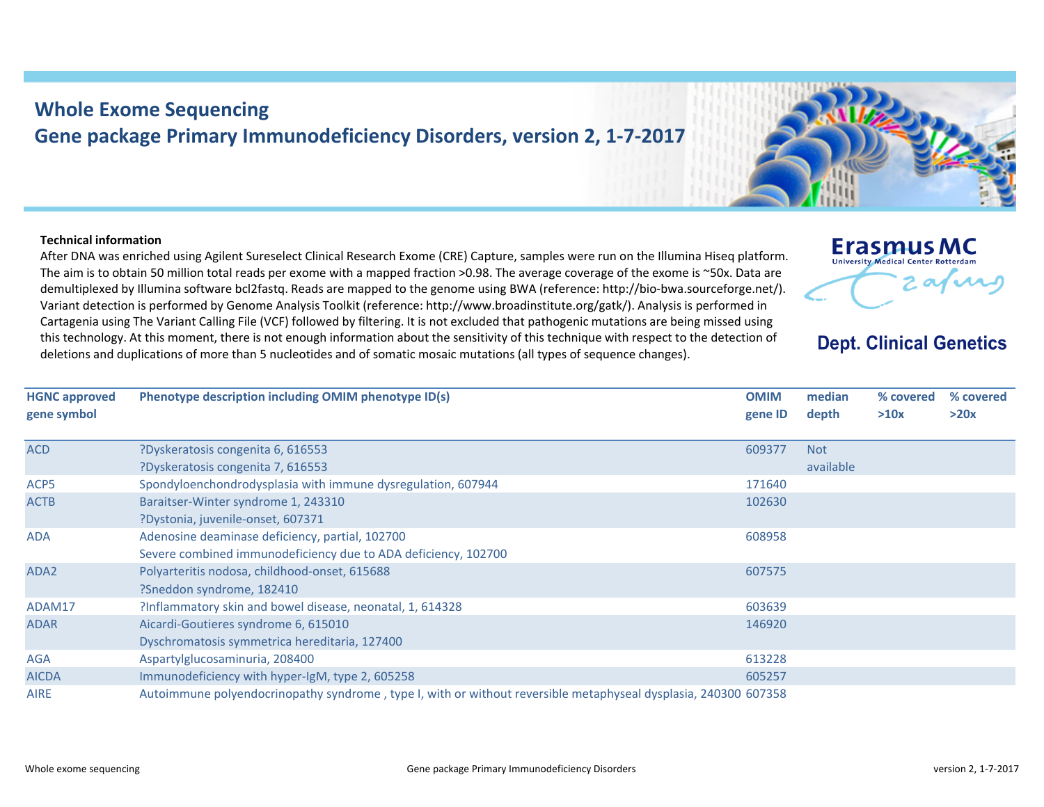# Whole Exome Sequencing
## Gene package Primary Immunodeficiency Disorders, version 2, 1-7-2017

Erasmus MC
University Medical Center Rotterdam

**Dept. Clinical Genetics**

**Technical information**

After DNA was enriched using Agilent Sureselect Clinical Research Exome (CRE) Capture, samples were run on the Illumina Hiseq platform. The aim is to obtain 50 million total reads per exome with a mapped fraction >0.98. The average coverage of the exome is ~50x. Data are demultiplexed by Illumina software bcl2fastq. Reads are mapped to the genome using BWA (reference: http://bio-bwa.sourceforge.net/). Variant detection is performed by Genome Analysis Toolkit (reference: http://www.broadinstitute.org/gatk/). Analysis is performed in Cartagenia using The Variant Calling File (VCF) followed by filtering. It is not excluded that pathogenic mutations are being missed using this technology. At this moment, there is not enough information about the sensitivity of this technique with respect to the detection of deletions and duplications of more than 5 nucleotides and of somatic mosaic mutations (all types of sequence changes).

| HGNC approved gene symbol | Phenotype description including OMIM phenotype ID(s) | OMIM gene ID | median depth | % covered >10x | % covered >20x |
|---|---|---|---|---|---|
| ACD | ?Dyskeratosis congenita 6, 616553<br>?Dyskeratosis congenita 7, 616553 | 609377 | Not available | | |
| ACP5 | Spondyloenchondrodysplasia with immune dysregulation, 607944 | 171640 | | | |
| ACTB | Baraitser-Winter syndrome 1, 243310<br>?Dystonia, juvenile-onset, 607371 | 102630 | | | |
| ADA | Adenosine deaminase deficiency, partial, 102700<br>Severe combined immunodeficiency due to ADA deficiency, 102700 | 608958 | | | |
| ADA2 | Polyarteritis nodosa, childhood-onset, 615688<br>?Sneddon syndrome, 182410 | 607575 | | | |
| ADAM17 | ?Inflammatory skin and bowel disease, neonatal, 1, 614328 | 603639 | | | |
| ADAR | Aicardi-Goutieres syndrome 6, 615010<br>Dyschromatosis symmetrica hereditaria, 127400 | 146920 | | | |
| AGA | Aspartylglucosaminuria, 208400 | 613228 | | | |
| AICDA | Immunodeficiency with hyper-IgM, type 2, 605258 | 605257 | | | |
| AIRE | Autoimmune polyendocrinopathy syndrome , type I, with or without reversible metaphyseal dysplasia, 240300 | 607358 | | | |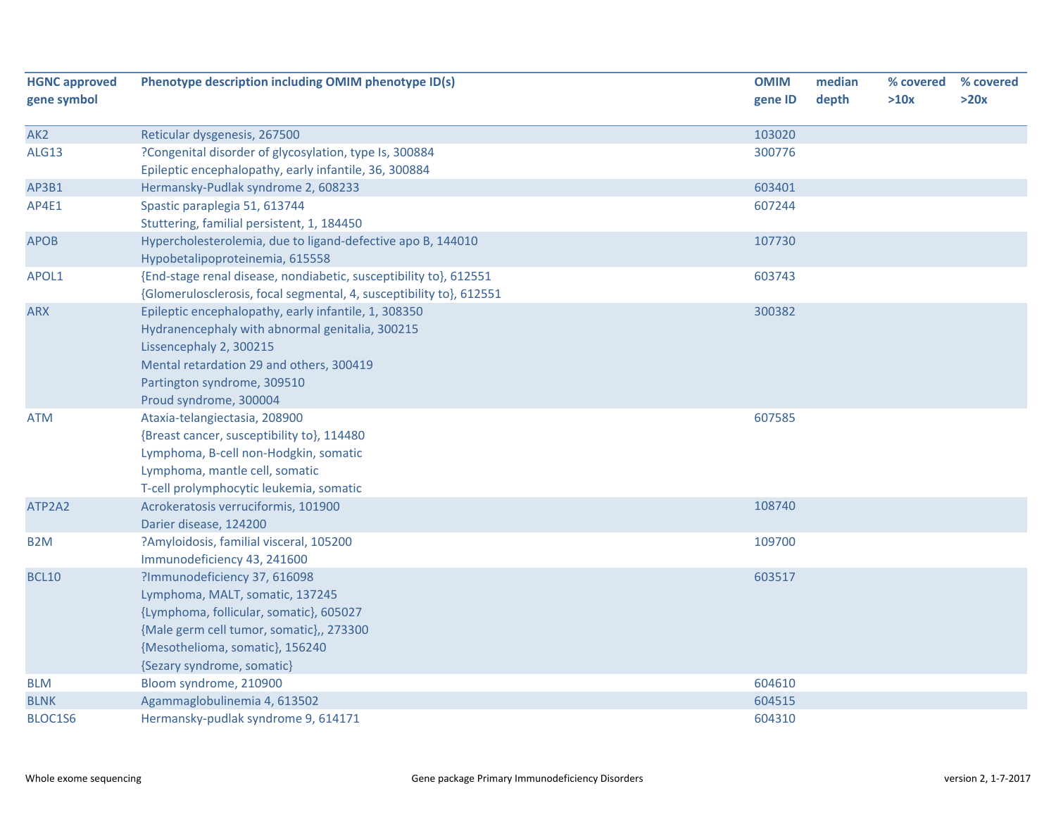| HGNC approved gene symbol | Phenotype description including OMIM phenotype ID(s) | OMIM gene ID | median depth | % covered >10x | % covered >20x |
|---|---|---|---|---|---|
| AK2 | Reticular dysgenesis, 267500 | 103020 | | | |
| ALG13 | ?Congenital disorder of glycosylation, type Is, 300884<br>Epileptic encephalopathy, early infantile, 36, 300884 | 300776 | | | |
| AP3B1 | Hermansky-Pudlak syndrome 2, 608233 | 603401 | | | |
| AP4E1 | Spastic paraplegia 51, 613744<br>Stuttering, familial persistent, 1, 184450 | 607244 | | | |
| APOB | Hypercholesterolemia, due to ligand-defective apo B, 144010<br>Hypobetalipoproteinemia, 615558 | 107730 | | | |
| APOL1 | {End-stage renal disease, nondiabetic, susceptibility to}, 612551<br>{Glomerulosclerosis, focal segmental, 4, susceptibility to}, 612551 | 603743 | | | |
| ARX | Epileptic encephalopathy, early infantile, 1, 308350<br>Hydranencephaly with abnormal genitalia, 300215<br>Lissencephaly 2, 300215<br>Mental retardation 29 and others, 300419<br>Partington syndrome, 309510<br>Proud syndrome, 300004 | 300382 | | | |
| ATM | Ataxia-telangiectasia, 208900<br>{Breast cancer, susceptibility to}, 114480<br>Lymphoma, B-cell non-Hodgkin, somatic<br>Lymphoma, mantle cell, somatic<br>T-cell prolymphocytic leukemia, somatic | 607585 | | | |
| ATP2A2 | Acrokeratosis verruciformis, 101900<br>Darier disease, 124200 | 108740 | | | |
| B2M | ?Amyloidosis, familial visceral, 105200<br>Immunodeficiency 43, 241600 | 109700 | | | |
| BCL10 | ?Immunodeficiency 37, 616098<br>Lymphoma, MALT, somatic, 137245<br>{Lymphoma, follicular, somatic}, 605027<br>{Male germ cell tumor, somatic},, 273300<br>{Mesothelioma, somatic}, 156240<br>{Sezary syndrome, somatic} | 603517 | | | |
| BLM | Bloom syndrome, 210900 | 604610 | | | |
| BLNK | Agammaglobulinemia 4, 613502 | 604515 | | | |
| BLOC1S6 | Hermansky-pudlak syndrome 9, 614171 | 604310 | | | |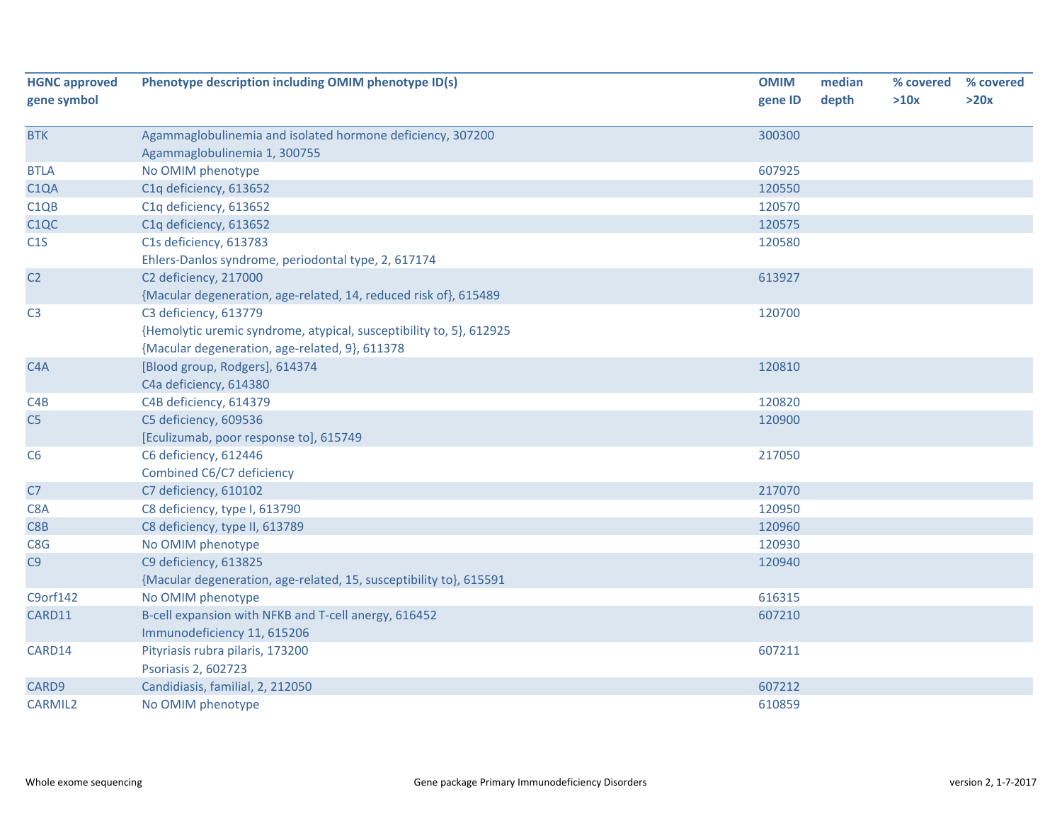| HGNC approved gene symbol | Phenotype description including OMIM phenotype ID(s) | OMIM gene ID | median depth | % covered >10x | % covered >20x |
|---|---|---|---|---|---|
| BTK | Agammaglobulinemia and isolated hormone deficiency, 307200<br>Agammaglobulinemia 1, 300755 | 300300 | | | |
| BTLA | No OMIM phenotype | 607925 | | | |
| C1QA | C1q deficiency, 613652 | 120550 | | | |
| C1QB | C1q deficiency, 613652 | 120570 | | | |
| C1QC | C1q deficiency, 613652 | 120575 | | | |
| C1S | C1s deficiency, 613783<br>Ehlers-Danlos syndrome, periodontal type, 2, 617174 | 120580 | | | |
| C2 | C2 deficiency, 217000<br>{Macular degeneration, age-related, 14, reduced risk of}, 615489 | 613927 | | | |
| C3 | C3 deficiency, 613779<br>{Hemolytic uremic syndrome, atypical, susceptibility to, 5}, 612925<br>{Macular degeneration, age-related, 9}, 611378 | 120700 | | | |
| C4A | [Blood group, Rodgers], 614374<br>C4a deficiency, 614380 | 120810 | | | |
| C4B | C4B deficiency, 614379 | 120820 | | | |
| C5 | C5 deficiency, 609536<br>[Eculizumab, poor response to], 615749 | 120900 | | | |
| C6 | C6 deficiency, 612446<br>Combined C6/C7 deficiency | 217050 | | | |
| C7 | C7 deficiency, 610102 | 217070 | | | |
| C8A | C8 deficiency, type I, 613790 | 120950 | | | |
| C8B | C8 deficiency, type II, 613789 | 120960 | | | |
| C8G | No OMIM phenotype | 120930 | | | |
| C9 | C9 deficiency, 613825<br>{Macular degeneration, age-related, 15, susceptibility to}, 615591 | 120940 | | | |
| C9orf142 | No OMIM phenotype | 616315 | | | |
| CARD11 | B-cell expansion with NFKB and T-cell anergy, 616452<br>Immunodeficiency 11, 615206 | 607210 | | | |
| CARD14 | Pityriasis rubra pilaris, 173200<br>Psoriasis 2, 602723 | 607211 | | | |
| CARD9 | Candidiasis, familial, 2, 212050 | 607212 | | | |
| CARMIL2 | No OMIM phenotype | 610859 | | | |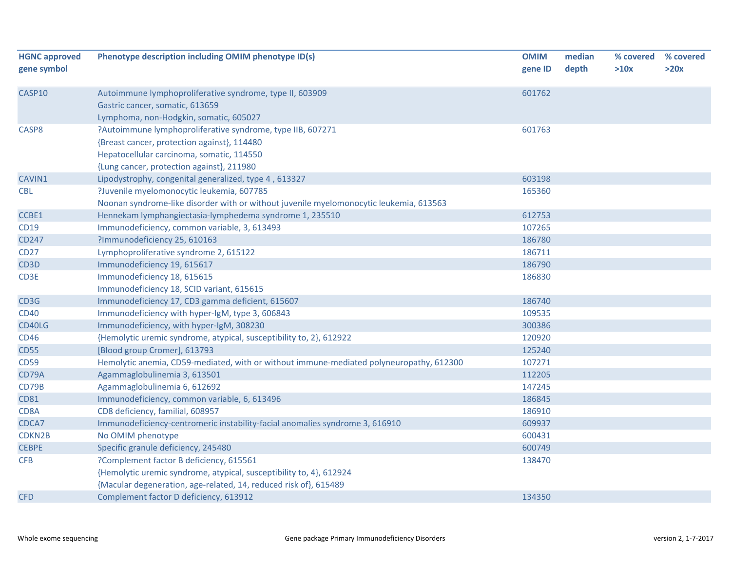| HGNC approved gene symbol | Phenotype description including OMIM phenotype ID(s) | OMIM gene ID | median depth | % covered >10x | % covered >20x |
|---|---|---|---|---|---|
| CASP10 | Autoimmune lymphoproliferative syndrome, type II, 603909<br>Gastric cancer, somatic, 613659<br>Lymphoma, non-Hodgkin, somatic, 605027 | 601762 | | | |
| CASP8 | ?Autoimmune lymphoproliferative syndrome, type IIB, 607271<br>{Breast cancer, protection against}, 114480<br>Hepatocellular carcinoma, somatic, 114550<br>{Lung cancer, protection against}, 211980 | 601763 | | | |
| CAVIN1 | Lipodystrophy, congenital generalized, type 4 , 613327 | 603198 | | | |
| CBL | ?Juvenile myelomonocytic leukemia, 607785<br>Noonan syndrome-like disorder with or without juvenile myelomonocytic leukemia, 613563 | 165360 | | | |
| CCBE1 | Hennekam lymphangiectasia-lymphedema syndrome 1, 235510 | 612753 | | | |
| CD19 | Immunodeficiency, common variable, 3, 613493 | 107265 | | | |
| CD247 | ?Immunodeficiency 25, 610163 | 186780 | | | |
| CD27 | Lymphoproliferative syndrome 2, 615122 | 186711 | | | |
| CD3D | Immunodeficiency 19, 615617 | 186790 | | | |
| CD3E | Immunodeficiency 18, 615615<br>Immunodeficiency 18, SCID variant, 615615 | 186830 | | | |
| CD3G | Immunodeficiency 17, CD3 gamma deficient, 615607 | 186740 | | | |
| CD40 | Immunodeficiency with hyper-IgM, type 3, 606843 | 109535 | | | |
| CD40LG | Immunodeficiency, with hyper-IgM, 308230 | 300386 | | | |
| CD46 | {Hemolytic uremic syndrome, atypical, susceptibility to, 2}, 612922 | 120920 | | | |
| CD55 | [Blood group Cromer], 613793 | 125240 | | | |
| CD59 | Hemolytic anemia, CD59-mediated, with or without immune-mediated polyneuropathy, 612300 | 107271 | | | |
| CD79A | Agammaglobulinemia 3, 613501 | 112205 | | | |
| CD79B | Agammaglobulinemia 6, 612692 | 147245 | | | |
| CD81 | Immunodeficiency, common variable, 6, 613496 | 186845 | | | |
| CD8A | CD8 deficiency, familial, 608957 | 186910 | | | |
| CDCA7 | Immunodeficiency-centromeric instability-facial anomalies syndrome 3, 616910 | 609937 | | | |
| CDKN2B | No OMIM phenotype | 600431 | | | |
| CEBPE | Specific granule deficiency, 245480 | 600749 | | | |
| CFB | ?Complement factor B deficiency, 615561<br>{Hemolytic uremic syndrome, atypical, susceptibility to, 4}, 612924<br>{Macular degeneration, age-related, 14, reduced risk of}, 615489 | 138470 | | | |
| CFD | Complement factor D deficiency, 613912 | 134350 | | | |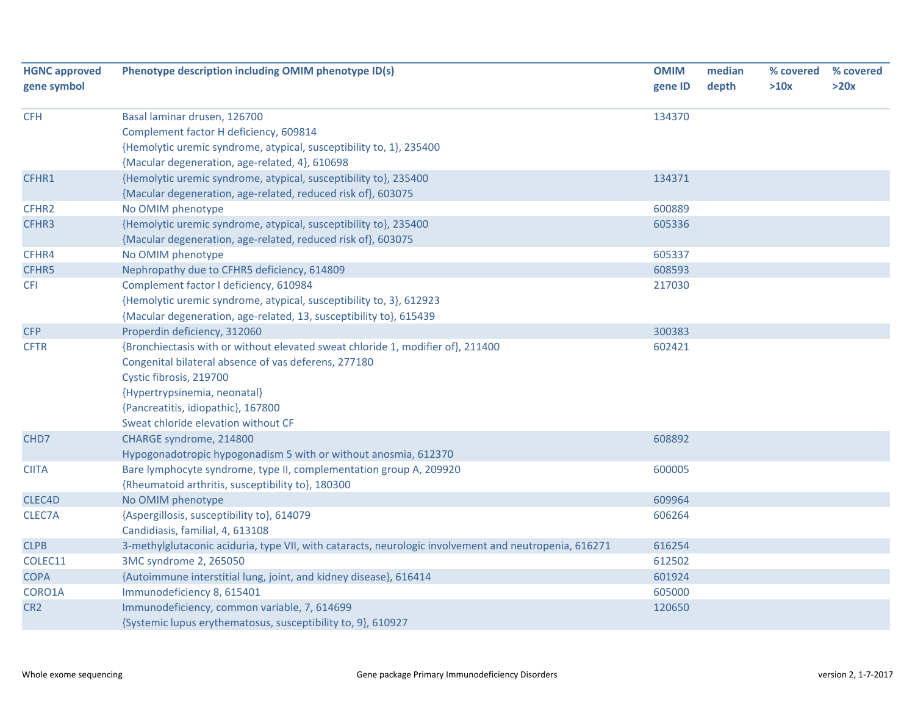| HGNC approved gene symbol | Phenotype description including OMIM phenotype ID(s) | OMIM gene ID | median depth | % covered >10x | % covered >20x |
|---|---|---|---|---|---|
| CFH | Basal laminar drusen, 126700<br>Complement factor H deficiency, 609814<br>{Hemolytic uremic syndrome, atypical, susceptibility to, 1}, 235400<br>{Macular degeneration, age-related, 4}, 610698 | 134370 | | | |
| CFHR1 | {Hemolytic uremic syndrome, atypical, susceptibility to}, 235400<br>{Macular degeneration, age-related, reduced risk of}, 603075 | 134371 | | | |
| CFHR2 | No OMIM phenotype | 600889 | | | |
| CFHR3 | {Hemolytic uremic syndrome, atypical, susceptibility to}, 235400<br>{Macular degeneration, age-related, reduced risk of}, 603075 | 605336 | | | |
| CFHR4 | No OMIM phenotype | 605337 | | | |
| CFHR5 | Nephropathy due to CFHR5 deficiency, 614809 | 608593 | | | |
| CFI | Complement factor I deficiency, 610984<br>{Hemolytic uremic syndrome, atypical, susceptibility to, 3}, 612923<br>{Macular degeneration, age-related, 13, susceptibility to}, 615439 | 217030 | | | |
| CFP | Properdin deficiency, 312060 | 300383 | | | |
| CFTR | {Bronchiectasis with or without elevated sweat chloride 1, modifier of}, 211400<br>Congenital bilateral absence of vas deferens, 277180<br>Cystic fibrosis, 219700<br>{Hypertrypsinemia, neonatal}<br>{Pancreatitis, idiopathic}, 167800<br>Sweat chloride elevation without CF | 602421 | | | |
| CHD7 | CHARGE syndrome, 214800<br>Hypogonadotropic hypogonadism 5 with or without anosmia, 612370 | 608892 | | | |
| CIITA | Bare lymphocyte syndrome, type II, complementation group A, 209920<br>{Rheumatoid arthritis, susceptibility to}, 180300 | 600005 | | | |
| CLEC4D | No OMIM phenotype | 609964 | | | |
| CLEC7A | {Aspergillosis, susceptibility to}, 614079<br>Candidiasis, familial, 4, 613108 | 606264 | | | |
| CLPB | 3-methylglutaconic aciduria, type VII, with cataracts, neurologic involvement and neutropenia, 616271 | 616254 | | | |
| COLEC11 | 3MC syndrome 2, 265050 | 612502 | | | |
| COPA | {Autoimmune interstitial lung, joint, and kidney disease}, 616414 | 601924 | | | |
| CORO1A | Immunodeficiency 8, 615401 | 605000 | | | |
| CR2 | Immunodeficiency, common variable, 7, 614699<br>{Systemic lupus erythematosus, susceptibility to, 9}, 610927 | 120650 | | | |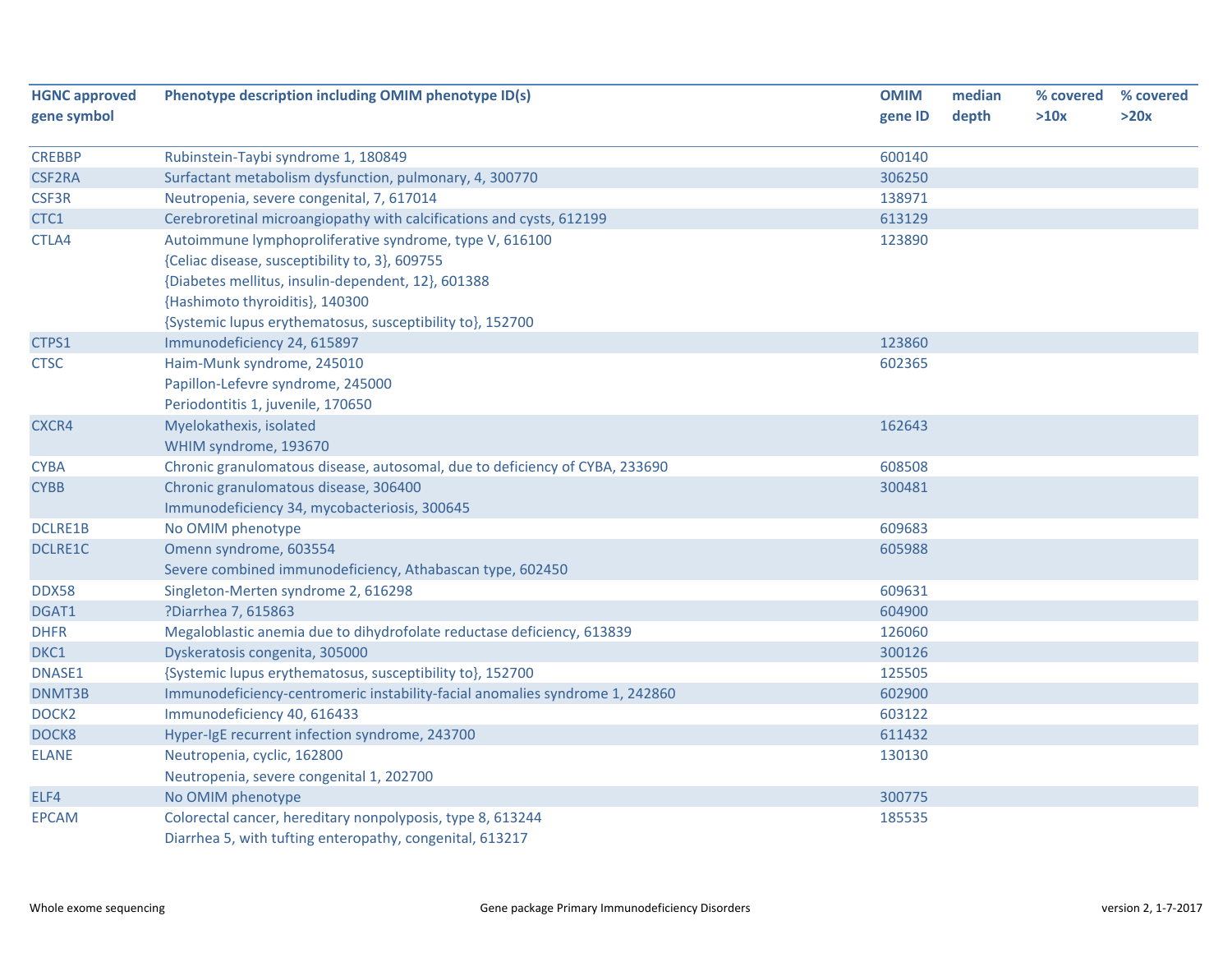| HGNC approved gene symbol | Phenotype description including OMIM phenotype ID(s) | OMIM gene ID | median depth | % covered >10x | % covered >20x |
|---|---|---|---|---|---|
| CREBBP | Rubinstein-Taybi syndrome 1, 180849 | 600140 | | | |
| CSF2RA | Surfactant metabolism dysfunction, pulmonary, 4, 300770 | 306250 | | | |
| CSF3R | Neutropenia, severe congenital, 7, 617014 | 138971 | | | |
| CTC1 | Cerebroretinal microangiopathy with calcifications and cysts, 612199 | 613129 | | | |
| CTLA4 | Autoimmune lymphoproliferative syndrome, type V, 616100<br>{Celiac disease, susceptibility to, 3}, 609755<br>{Diabetes mellitus, insulin-dependent, 12}, 601388<br>{Hashimoto thyroiditis}, 140300<br>{Systemic lupus erythematosus, susceptibility to}, 152700 | 123890 | | | |
| CTPS1 | Immunodeficiency 24, 615897 | 123860 | | | |
| CTSC | Haim-Munk syndrome, 245010<br>Papillon-Lefevre syndrome, 245000<br>Periodontitis 1, juvenile, 170650 | 602365 | | | |
| CXCR4 | Myelokathexis, isolated<br>WHIM syndrome, 193670 | 162643 | | | |
| CYBA | Chronic granulomatous disease, autosomal, due to deficiency of CYBA, 233690 | 608508 | | | |
| CYBB | Chronic granulomatous disease, 306400<br>Immunodeficiency 34, mycobacteriosis, 300645 | 300481 | | | |
| DCLRE1B | No OMIM phenotype | 609683 | | | |
| DCLRE1C | Omenn syndrome, 603554<br>Severe combined immunodeficiency, Athabascan type, 602450 | 605988 | | | |
| DDX58 | Singleton-Merten syndrome 2, 616298 | 609631 | | | |
| DGAT1 | ?Diarrhea 7, 615863 | 604900 | | | |
| DHFR | Megaloblastic anemia due to dihydrofolate reductase deficiency, 613839 | 126060 | | | |
| DKC1 | Dyskeratosis congenita, 305000 | 300126 | | | |
| DNASE1 | {Systemic lupus erythematosus, susceptibility to}, 152700 | 125505 | | | |
| DNMT3B | Immunodeficiency-centromeric instability-facial anomalies syndrome 1, 242860 | 602900 | | | |
| DOCK2 | Immunodeficiency 40, 616433 | 603122 | | | |
| DOCK8 | Hyper-IgE recurrent infection syndrome, 243700 | 611432 | | | |
| ELANE | Neutropenia, cyclic, 162800<br>Neutropenia, severe congenital 1, 202700 | 130130 | | | |
| ELF4 | No OMIM phenotype | 300775 | | | |
| EPCAM | Colorectal cancer, hereditary nonpolyposis, type 8, 613244<br>Diarrhea 5, with tufting enteropathy, congenital, 613217 | 185535 | | | |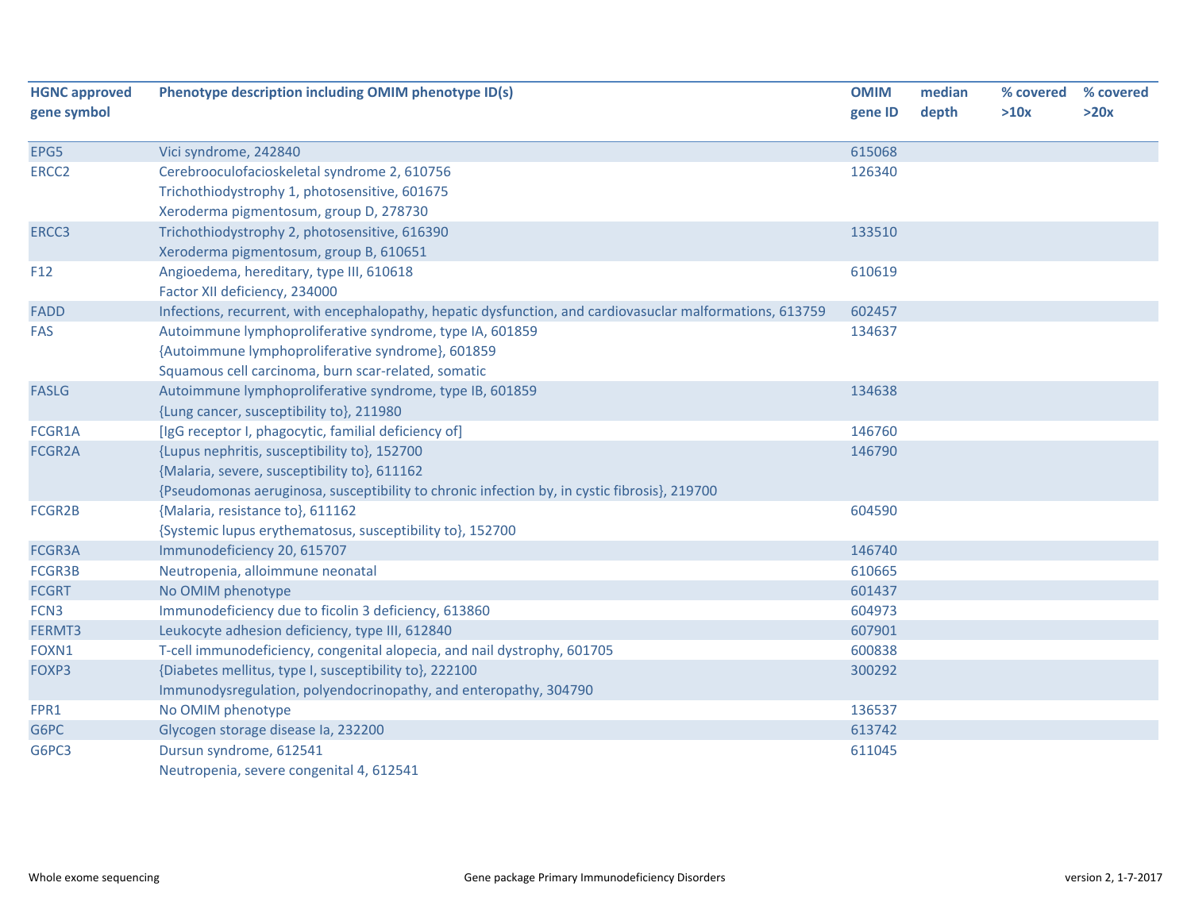| HGNC approved gene symbol | Phenotype description including OMIM phenotype ID(s) | OMIM gene ID | median depth | % covered >10x | % covered >20x |
|---|---|---|---|---|---|
| EPG5 | Vici syndrome, 242840 | 615068 | | | |
| ERCC2 | Cerebrooculofacioskeletal syndrome 2, 610756<br>Trichothiodystrophy 1, photosensitive, 601675<br>Xeroderma pigmentosum, group D, 278730 | 126340 | | | |
| ERCC3 | Trichothiodystrophy 2, photosensitive, 616390<br>Xeroderma pigmentosum, group B, 610651 | 133510 | | | |
| F12 | Angioedema, hereditary, type III, 610618<br>Factor XII deficiency, 234000 | 610619 | | | |
| FADD | Infections, recurrent, with encephalopathy, hepatic dysfunction, and cardiovasuclar malformations, 613759 | 602457 | | | |
| FAS | Autoimmune lymphoproliferative syndrome, type IA, 601859<br>{Autoimmune lymphoproliferative syndrome}, 601859<br>Squamous cell carcinoma, burn scar-related, somatic | 134637 | | | |
| FASLG | Autoimmune lymphoproliferative syndrome, type IB, 601859<br>{Lung cancer, susceptibility to}, 211980 | 134638 | | | |
| FCGR1A | [IgG receptor I, phagocytic, familial deficiency of] | 146760 | | | |
| FCGR2A | {Lupus nephritis, susceptibility to}, 152700<br>{Malaria, severe, susceptibility to}, 611162<br>{Pseudomonas aeruginosa, susceptibility to chronic infection by, in cystic fibrosis}, 219700 | 146790 | | | |
| FCGR2B | {Malaria, resistance to}, 611162<br>{Systemic lupus erythematosus, susceptibility to}, 152700 | 604590 | | | |
| FCGR3A | Immunodeficiency 20, 615707 | 146740 | | | |
| FCGR3B | Neutropenia, alloimmune neonatal | 610665 | | | |
| FCGRT | No OMIM phenotype | 601437 | | | |
| FCN3 | Immunodeficiency due to ficolin 3 deficiency, 613860 | 604973 | | | |
| FERMT3 | Leukocyte adhesion deficiency, type III, 612840 | 607901 | | | |
| FOXN1 | T-cell immunodeficiency, congenital alopecia, and nail dystrophy, 601705 | 600838 | | | |
| FOXP3 | {Diabetes mellitus, type I, susceptibility to}, 222100<br>Immunodysregulation, polyendocrinopathy, and enteropathy, 304790 | 300292 | | | |
| FPR1 | No OMIM phenotype | 136537 | | | |
| G6PC | Glycogen storage disease Ia, 232200 | 613742 | | | |
| G6PC3 | Dursun syndrome, 612541<br>Neutropenia, severe congenital 4, 612541 | 611045 | | | |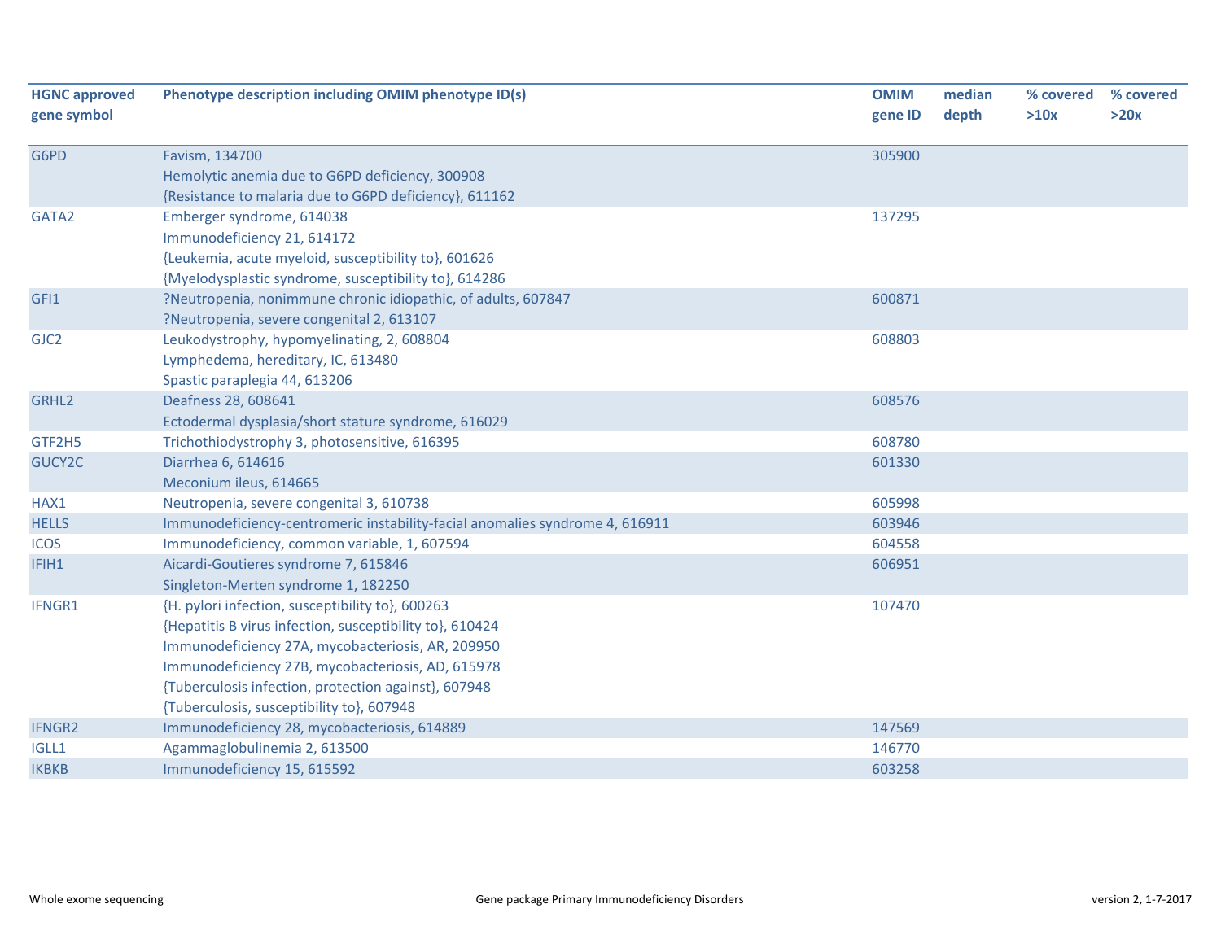| HGNC approved gene symbol | Phenotype description including OMIM phenotype ID(s) | OMIM gene ID | median depth | % covered >10x | % covered >20x |
|---|---|---|---|---|---|
| G6PD | Favism, 134700<br>Hemolytic anemia due to G6PD deficiency, 300908<br>{Resistance to malaria due to G6PD deficiency}, 611162 | 305900 | | | |
| GATA2 | Emberger syndrome, 614038<br>Immunodeficiency 21, 614172<br>{Leukemia, acute myeloid, susceptibility to}, 601626<br>{Myelodysplastic syndrome, susceptibility to}, 614286 | 137295 | | | |
| GFI1 | ?Neutropenia, nonimmune chronic idiopathic, of adults, 607847<br>?Neutropenia, severe congenital 2, 613107 | 600871 | | | |
| GJC2 | Leukodystrophy, hypomyelinating, 2, 608804<br>Lymphedema, hereditary, IC, 613480<br>Spastic paraplegia 44, 613206 | 608803 | | | |
| GRHL2 | Deafness 28, 608641<br>Ectodermal dysplasia/short stature syndrome, 616029 | 608576 | | | |
| GTF2H5 | Trichothiodystrophy 3, photosensitive, 616395 | 608780 | | | |
| GUCY2C | Diarrhea 6, 614616<br>Meconium ileus, 614665 | 601330 | | | |
| HAX1 | Neutropenia, severe congenital 3, 610738 | 605998 | | | |
| HELLS | Immunodeficiency-centromeric instability-facial anomalies syndrome 4, 616911 | 603946 | | | |
| ICOS | Immunodeficiency, common variable, 1, 607594 | 604558 | | | |
| IFIH1 | Aicardi-Goutieres syndrome 7, 615846<br>Singleton-Merten syndrome 1, 182250 | 606951 | | | |
| IFNGR1 | {H. pylori infection, susceptibility to}, 600263<br>{Hepatitis B virus infection, susceptibility to}, 610424<br>Immunodeficiency 27A, mycobacteriosis, AR, 209950<br>Immunodeficiency 27B, mycobacteriosis, AD, 615978<br>{Tuberculosis infection, protection against}, 607948<br>{Tuberculosis, susceptibility to}, 607948 | 107470 | | | |
| IFNGR2 | Immunodeficiency 28, mycobacteriosis, 614889 | 147569 | | | |
| IGLL1 | Agammaglobulinemia 2, 613500 | 146770 | | | |
| IKBKB | Immunodeficiency 15, 615592 | 603258 | | | |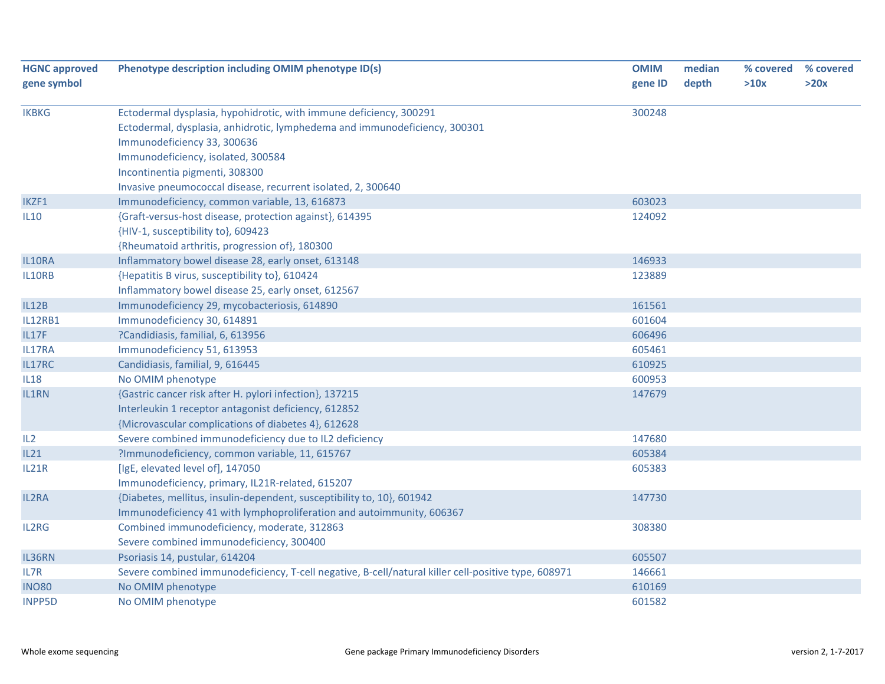| HGNC approved gene symbol | Phenotype description including OMIM phenotype ID(s) | OMIM gene ID | median depth | % covered >10x | % covered >20x |
|---|---|---|---|---|---|
| IKBKG | Ectodermal dysplasia, hypohidrotic, with immune deficiency, 300291 | 300248 | | | |
| | Ectodermal, dysplasia, anhidrotic, lymphedema and immunodeficiency, 300301 | | | | |
| | Immunodeficiency 33, 300636 | | | | |
| | Immunodeficiency, isolated, 300584 | | | | |
| | Incontinentia pigmenti, 308300 | | | | |
| | Invasive pneumococcal disease, recurrent isolated, 2, 300640 | | | | |
| IKZF1 | Immunodeficiency, common variable, 13, 616873 | 603023 | | | |
| IL10 | {Graft-versus-host disease, protection against}, 614395 | 124092 | | | |
| | {HIV-1, susceptibility to}, 609423 | | | | |
| | {Rheumatoid arthritis, progression of}, 180300 | | | | |
| IL10RA | Inflammatory bowel disease 28, early onset, 613148 | 146933 | | | |
| IL10RB | {Hepatitis B virus, susceptibility to}, 610424 | 123889 | | | |
| | Inflammatory bowel disease 25, early onset, 612567 | | | | |
| IL12B | Immunodeficiency 29, mycobacteriosis, 614890 | 161561 | | | |
| IL12RB1 | Immunodeficiency 30, 614891 | 601604 | | | |
| IL17F | ?Candidiasis, familial, 6, 613956 | 606496 | | | |
| IL17RA | Immunodeficiency 51, 613953 | 605461 | | | |
| IL17RC | Candidiasis, familial, 9, 616445 | 610925 | | | |
| IL18 | No OMIM phenotype | 600953 | | | |
| IL1RN | {Gastric cancer risk after H. pylori infection}, 137215 | 147679 | | | |
| | Interleukin 1 receptor antagonist deficiency, 612852 | | | | |
| | {Microvascular complications of diabetes 4}, 612628 | | | | |
| IL2 | Severe combined immunodeficiency due to IL2 deficiency | 147680 | | | |
| IL21 | ?Immunodeficiency, common variable, 11, 615767 | 605384 | | | |
| IL21R | [IgE, elevated level of], 147050 | 605383 | | | |
| | Immunodeficiency, primary, IL21R-related, 615207 | | | | |
| IL2RA | {Diabetes, mellitus, insulin-dependent, susceptibility to, 10}, 601942 | 147730 | | | |
| | Immunodeficiency 41 with lymphoproliferation and autoimmunity, 606367 | | | | |
| IL2RG | Combined immunodeficiency, moderate, 312863 | 308380 | | | |
| | Severe combined immunodeficiency, 300400 | | | | |
| IL36RN | Psoriasis 14, pustular, 614204 | 605507 | | | |
| IL7R | Severe combined immunodeficiency, T-cell negative, B-cell/natural killer cell-positive type, 608971 | 146661 | | | |
| INO80 | No OMIM phenotype | 610169 | | | |
| INPP5D | No OMIM phenotype | 601582 | | | |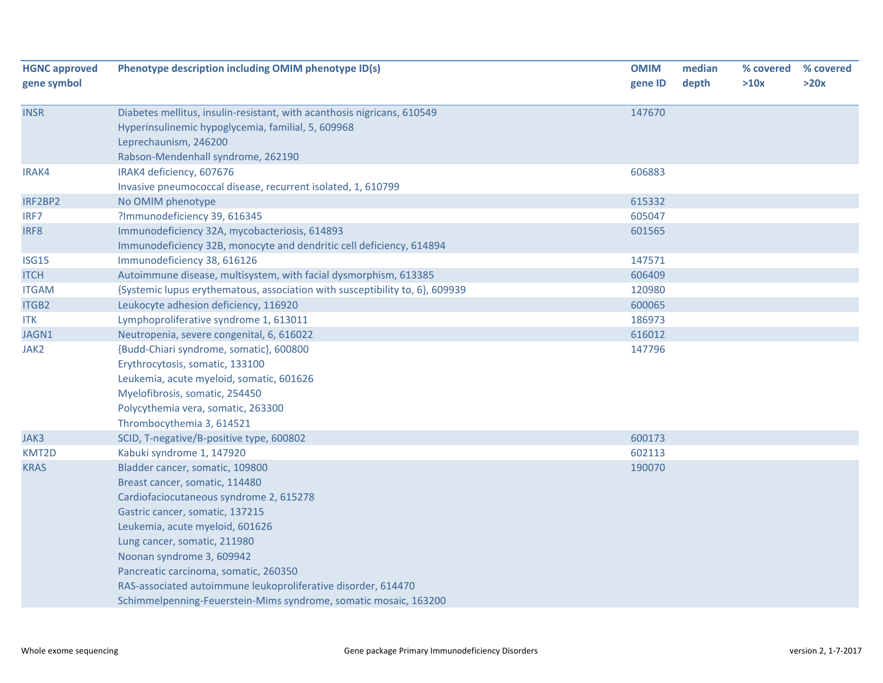| HGNC approved gene symbol | Phenotype description including OMIM phenotype ID(s) | OMIM gene ID | median depth | % covered >10x | % covered >20x |
|---|---|---|---|---|---|
| INSR | Diabetes mellitus, insulin-resistant, with acanthosis nigricans, 610549<br>Hyperinsulinemic hypoglycemia, familial, 5, 609968<br>Leprechaunism, 246200<br>Rabson-Mendenhall syndrome, 262190 | 147670 | | | |
| IRAK4 | IRAK4 deficiency, 607676<br>Invasive pneumococcal disease, recurrent isolated, 1, 610799 | 606883 | | | |
| IRF2BP2 | No OMIM phenotype | 615332 | | | |
| IRF7 | ?Immunodeficiency 39, 616345 | 605047 | | | |
| IRF8 | Immunodeficiency 32A, mycobacteriosis, 614893<br>Immunodeficiency 32B, monocyte and dendritic cell deficiency, 614894 | 601565 | | | |
| ISG15 | Immunodeficiency 38, 616126 | 147571 | | | |
| ITCH | Autoimmune disease, multisystem, with facial dysmorphism, 613385 | 606409 | | | |
| ITGAM | {Systemic lupus erythematous, association with susceptibility to, 6}, 609939 | 120980 | | | |
| ITGB2 | Leukocyte adhesion deficiency, 116920 | 600065 | | | |
| ITK | Lymphoproliferative syndrome 1, 613011 | 186973 | | | |
| JAGN1 | Neutropenia, severe congenital, 6, 616022 | 616012 | | | |
| JAK2 | {Budd-Chiari syndrome, somatic}, 600800<br>Erythrocytosis, somatic, 133100<br>Leukemia, acute myeloid, somatic, 601626<br>Myelofibrosis, somatic, 254450<br>Polycythemia vera, somatic, 263300<br>Thrombocythemia 3, 614521 | 147796 | | | |
| JAK3 | SCID, T-negative/B-positive type, 600802 | 600173 | | | |
| KMT2D | Kabuki syndrome 1, 147920 | 602113 | | | |
| KRAS | Bladder cancer, somatic, 109800<br>Breast cancer, somatic, 114480<br>Cardiofaciocutaneous syndrome 2, 615278<br>Gastric cancer, somatic, 137215<br>Leukemia, acute myeloid, 601626<br>Lung cancer, somatic, 211980<br>Noonan syndrome 3, 609942<br>Pancreatic carcinoma, somatic, 260350<br>RAS-associated autoimmune leukoproliferative disorder, 614470<br>Schimmelpenning-Feuerstein-Mims syndrome, somatic mosaic, 163200 | 190070 | | | |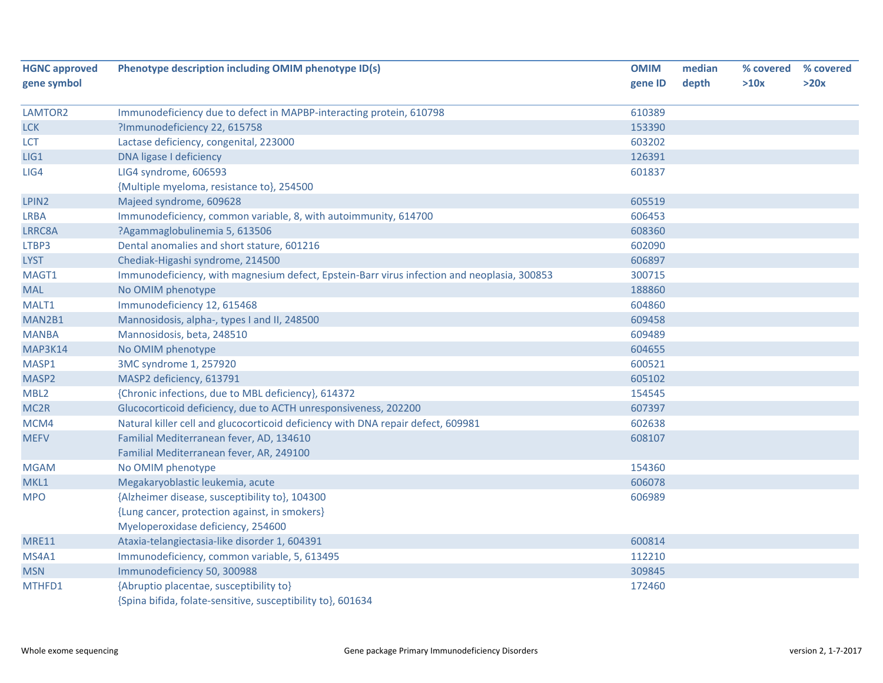| HGNC approved gene symbol | Phenotype description including OMIM phenotype ID(s) | OMIM gene ID | median depth | % covered >10x | % covered >20x |
|---|---|---|---|---|---|
| LAMTOR2 | Immunodeficiency due to defect in MAPBP-interacting protein, 610798 | 610389 | | | |
| LCK | ?Immunodeficiency 22, 615758 | 153390 | | | |
| LCT | Lactase deficiency, congenital, 223000 | 603202 | | | |
| LIG1 | DNA ligase I deficiency | 126391 | | | |
| LIG4 | LIG4 syndrome, 606593<br>{Multiple myeloma, resistance to}, 254500 | 601837 | | | |
| LPIN2 | Majeed syndrome, 609628 | 605519 | | | |
| LRBA | Immunodeficiency, common variable, 8, with autoimmunity, 614700 | 606453 | | | |
| LRRC8A | ?Agammaglobulinemia 5, 613506 | 608360 | | | |
| LTBP3 | Dental anomalies and short stature, 601216 | 602090 | | | |
| LYST | Chediak-Higashi syndrome, 214500 | 606897 | | | |
| MAGT1 | Immunodeficiency, with magnesium defect, Epstein-Barr virus infection and neoplasia, 300853 | 300715 | | | |
| MAL | No OMIM phenotype | 188860 | | | |
| MALT1 | Immunodeficiency 12, 615468 | 604860 | | | |
| MAN2B1 | Mannosidosis, alpha-, types I and II, 248500 | 609458 | | | |
| MANBA | Mannosidosis, beta, 248510 | 609489 | | | |
| MAP3K14 | No OMIM phenotype | 604655 | | | |
| MASP1 | 3MC syndrome 1, 257920 | 600521 | | | |
| MASP2 | MASP2 deficiency, 613791 | 605102 | | | |
| MBL2 | {Chronic infections, due to MBL deficiency}, 614372 | 154545 | | | |
| MC2R | Glucocorticoid deficiency, due to ACTH unresponsiveness, 202200 | 607397 | | | |
| MCM4 | Natural killer cell and glucocorticoid deficiency with DNA repair defect, 609981 | 602638 | | | |
| MEFV | Familial Mediterranean fever, AD, 134610<br>Familial Mediterranean fever, AR, 249100 | 608107 | | | |
| MGAM | No OMIM phenotype | 154360 | | | |
| MKL1 | Megakaryoblastic leukemia, acute | 606078 | | | |
| MPO | {Alzheimer disease, susceptibility to}, 104300<br>{Lung cancer, protection against, in smokers}<br>Myeloperoxidase deficiency, 254600 | 606989 | | | |
| MRE11 | Ataxia-telangiectasia-like disorder 1, 604391 | 600814 | | | |
| MS4A1 | Immunodeficiency, common variable, 5, 613495 | 112210 | | | |
| MSN | Immunodeficiency 50, 300988 | 309845 | | | |
| MTHFD1 | {Abruptio placentae, susceptibility to}<br>{Spina bifida, folate-sensitive, susceptibility to}, 601634 | 172460 | | | |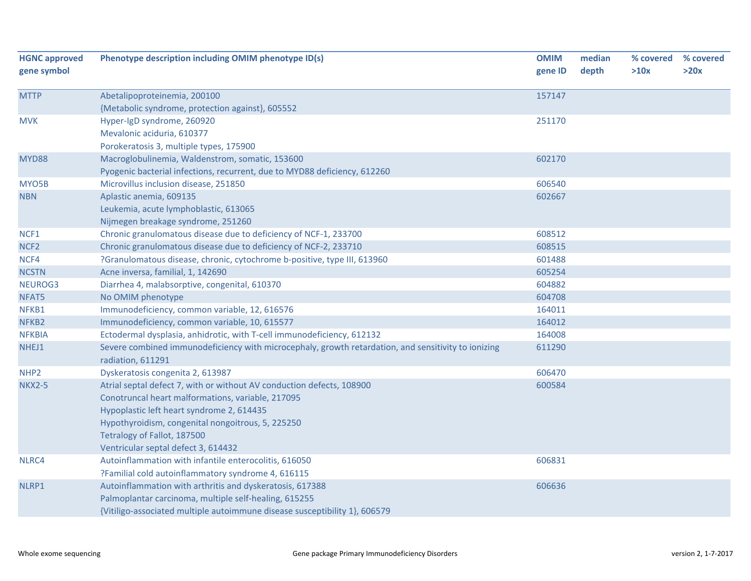| HGNC approved gene symbol | Phenotype description including OMIM phenotype ID(s) | OMIM gene ID | median depth | % covered >10x | % covered >20x |
|---|---|---|---|---|---|
| MTTP | Abetalipoproteinemia, 200100<br>{Metabolic syndrome, protection against}, 605552 | 157147 | | | |
| MVK | Hyper-IgD syndrome, 260920<br>Mevalonic aciduria, 610377<br>Porokeratosis 3, multiple types, 175900 | 251170 | | | |
| MYD88 | Macroglobulinemia, Waldenstrom, somatic, 153600<br>Pyogenic bacterial infections, recurrent, due to MYD88 deficiency, 612260 | 602170 | | | |
| MYO5B | Microvillus inclusion disease, 251850 | 606540 | | | |
| NBN | Aplastic anemia, 609135<br>Leukemia, acute lymphoblastic, 613065<br>Nijmegen breakage syndrome, 251260 | 602667 | | | |
| NCF1 | Chronic granulomatous disease due to deficiency of NCF-1, 233700 | 608512 | | | |
| NCF2 | Chronic granulomatous disease due to deficiency of NCF-2, 233710 | 608515 | | | |
| NCF4 | ?Granulomatous disease, chronic, cytochrome b-positive, type III, 613960 | 601488 | | | |
| NCSTN | Acne inversa, familial, 1, 142690 | 605254 | | | |
| NEUROG3 | Diarrhea 4, malabsorptive, congenital, 610370 | 604882 | | | |
| NFAT5 | No OMIM phenotype | 604708 | | | |
| NFKB1 | Immunodeficiency, common variable, 12, 616576 | 164011 | | | |
| NFKB2 | Immunodeficiency, common variable, 10, 615577 | 164012 | | | |
| NFKBIA | Ectodermal dysplasia, anhidrotic, with T-cell immunodeficiency, 612132 | 164008 | | | |
| NHEJ1 | Severe combined immunodeficiency with microcephaly, growth retardation, and sensitivity to ionizing radiation, 611291 | 611290 | | | |
| NHP2 | Dyskeratosis congenita 2, 613987 | 606470 | | | |
| NKX2-5 | Atrial septal defect 7, with or without AV conduction defects, 108900<br>Conotruncal heart malformations, variable, 217095<br>Hypoplastic left heart syndrome 2, 614435<br>Hypothyroidism, congenital nongoitrous, 5, 225250<br>Tetralogy of Fallot, 187500<br>Ventricular septal defect 3, 614432 | 600584 | | | |
| NLRC4 | Autoinflammation with infantile enterocolitis, 616050<br>?Familial cold autoinflammatory syndrome 4, 616115 | 606831 | | | |
| NLRP1 | Autoinflammation with arthritis and dyskeratosis, 617388<br>Palmoplantar carcinoma, multiple self-healing, 615255<br>{Vitiligo-associated multiple autoimmune disease susceptibility 1}, 606579 | 606636 | | | |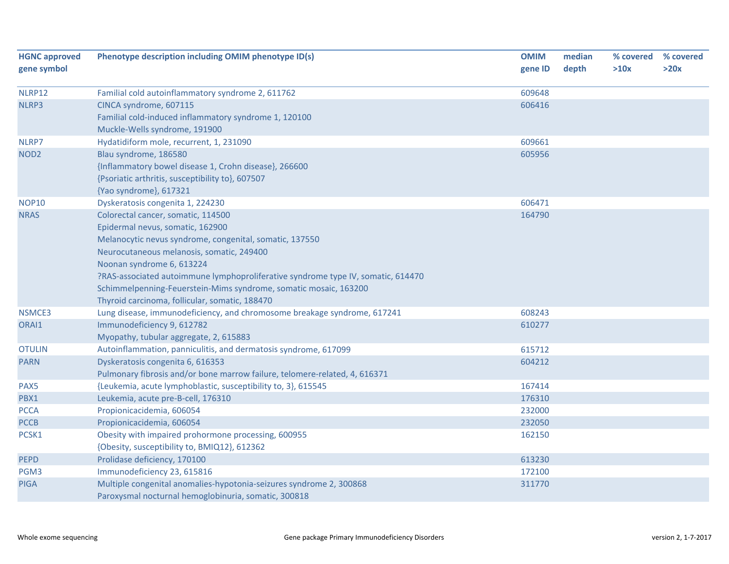| HGNC approved gene symbol | Phenotype description including OMIM phenotype ID(s) | OMIM gene ID | median depth | % covered >10x | % covered >20x |
|---|---|---|---|---|---|
| NLRP12 | Familial cold autoinflammatory syndrome 2, 611762 | 609648 | | | |
| NLRP3 | CINCA syndrome, 607115<br>Familial cold-induced inflammatory syndrome 1, 120100<br>Muckle-Wells syndrome, 191900 | 606416 | | | |
| NLRP7 | Hydatidiform mole, recurrent, 1, 231090 | 609661 | | | |
| NOD2 | Blau syndrome, 186580<br>{Inflammatory bowel disease 1, Crohn disease}, 266600<br>{Psoriatic arthritis, susceptibility to}, 607507<br>{Yao syndrome}, 617321 | 605956 | | | |
| NOP10 | Dyskeratosis congenita 1, 224230 | 606471 | | | |
| NRAS | Colorectal cancer, somatic, 114500<br>Epidermal nevus, somatic, 162900<br>Melanocytic nevus syndrome, congenital, somatic, 137550<br>Neurocutaneous melanosis, somatic, 249400<br>Noonan syndrome 6, 613224<br>?RAS-associated autoimmune lymphoproliferative syndrome type IV, somatic, 614470<br>Schimmelpenning-Feuerstein-Mims syndrome, somatic mosaic, 163200<br>Thyroid carcinoma, follicular, somatic, 188470 | 164790 | | | |
| NSMCE3 | Lung disease, immunodeficiency, and chromosome breakage syndrome, 617241 | 608243 | | | |
| ORAI1 | Immunodeficiency 9, 612782<br>Myopathy, tubular aggregate, 2, 615883 | 610277 | | | |
| OTULIN | Autoinflammation, panniculitis, and dermatosis syndrome, 617099 | 615712 | | | |
| PARN | Dyskeratosis congenita 6, 616353<br>Pulmonary fibrosis and/or bone marrow failure, telomere-related, 4, 616371 | 604212 | | | |
| PAX5 | {Leukemia, acute lymphoblastic, susceptibility to, 3}, 615545 | 167414 | | | |
| PBX1 | Leukemia, acute pre-B-cell, 176310 | 176310 | | | |
| PCCA | Propionicacidemia, 606054 | 232000 | | | |
| PCCB | Propionicacidemia, 606054 | 232050 | | | |
| PCSK1 | Obesity with impaired prohormone processing, 600955<br>{Obesity, susceptibility to, BMIQ12}, 612362 | 162150 | | | |
| PEPD | Prolidase deficiency, 170100 | 613230 | | | |
| PGM3 | Immunodeficiency 23, 615816 | 172100 | | | |
| PIGA | Multiple congenital anomalies-hypotonia-seizures syndrome 2, 300868<br>Paroxysmal nocturnal hemoglobinuria, somatic, 300818 | 311770 | | | |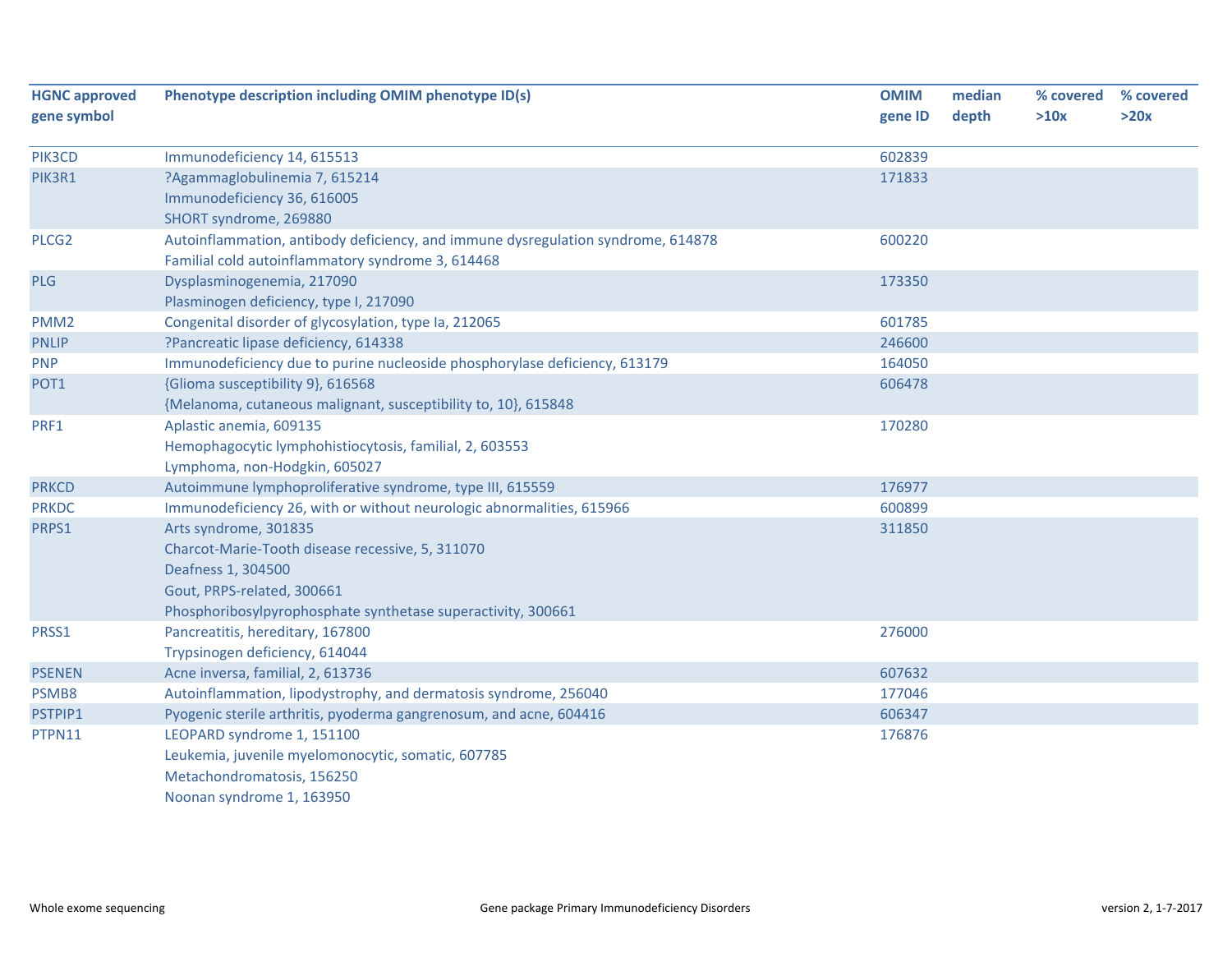| HGNC approved gene symbol | Phenotype description including OMIM phenotype ID(s) | OMIM gene ID | median depth | % covered >10x | % covered >20x |
|---|---|---|---|---|---|
| PIK3CD | Immunodeficiency 14, 615513 | 602839 | | | |
| PIK3R1 | ?Agammaglobulinemia 7, 615214<br>Immunodeficiency 36, 616005<br>SHORT syndrome, 269880 | 171833 | | | |
| PLCG2 | Autoinflammation, antibody deficiency, and immune dysregulation syndrome, 614878<br>Familial cold autoinflammatory syndrome 3, 614468 | 600220 | | | |
| PLG | Dysplasminogenemia, 217090<br>Plasminogen deficiency, type I, 217090 | 173350 | | | |
| PMM2 | Congenital disorder of glycosylation, type Ia, 212065 | 601785 | | | |
| PNLIP | ?Pancreatic lipase deficiency, 614338 | 246600 | | | |
| PNP | Immunodeficiency due to purine nucleoside phosphorylase deficiency, 613179 | 164050 | | | |
| POT1 | {Glioma susceptibility 9}, 616568<br>{Melanoma, cutaneous malignant, susceptibility to, 10}, 615848 | 606478 | | | |
| PRF1 | Aplastic anemia, 609135<br>Hemophagocytic lymphohistiocytosis, familial, 2, 603553<br>Lymphoma, non-Hodgkin, 605027 | 170280 | | | |
| PRKCD | Autoimmune lymphoproliferative syndrome, type III, 615559 | 176977 | | | |
| PRKDC | Immunodeficiency 26, with or without neurologic abnormalities, 615966 | 600899 | | | |
| PRPS1 | Arts syndrome, 301835<br>Charcot-Marie-Tooth disease recessive, 5, 311070<br>Deafness 1, 304500<br>Gout, PRPS-related, 300661<br>Phosphoribosylpyrophosphate synthetase superactivity, 300661 | 311850 | | | |
| PRSS1 | Pancreatitis, hereditary, 167800<br>Trypsinogen deficiency, 614044 | 276000 | | | |
| PSENEN | Acne inversa, familial, 2, 613736 | 607632 | | | |
| PSMB8 | Autoinflammation, lipodystrophy, and dermatosis syndrome, 256040 | 177046 | | | |
| PSTPIP1 | Pyogenic sterile arthritis, pyoderma gangrenosum, and acne, 604416 | 606347 | | | |
| PTPN11 | LEOPARD syndrome 1, 151100<br>Leukemia, juvenile myelomonocytic, somatic, 607785<br>Metachondromatosis, 156250<br>Noonan syndrome 1, 163950 | 176876 | | | |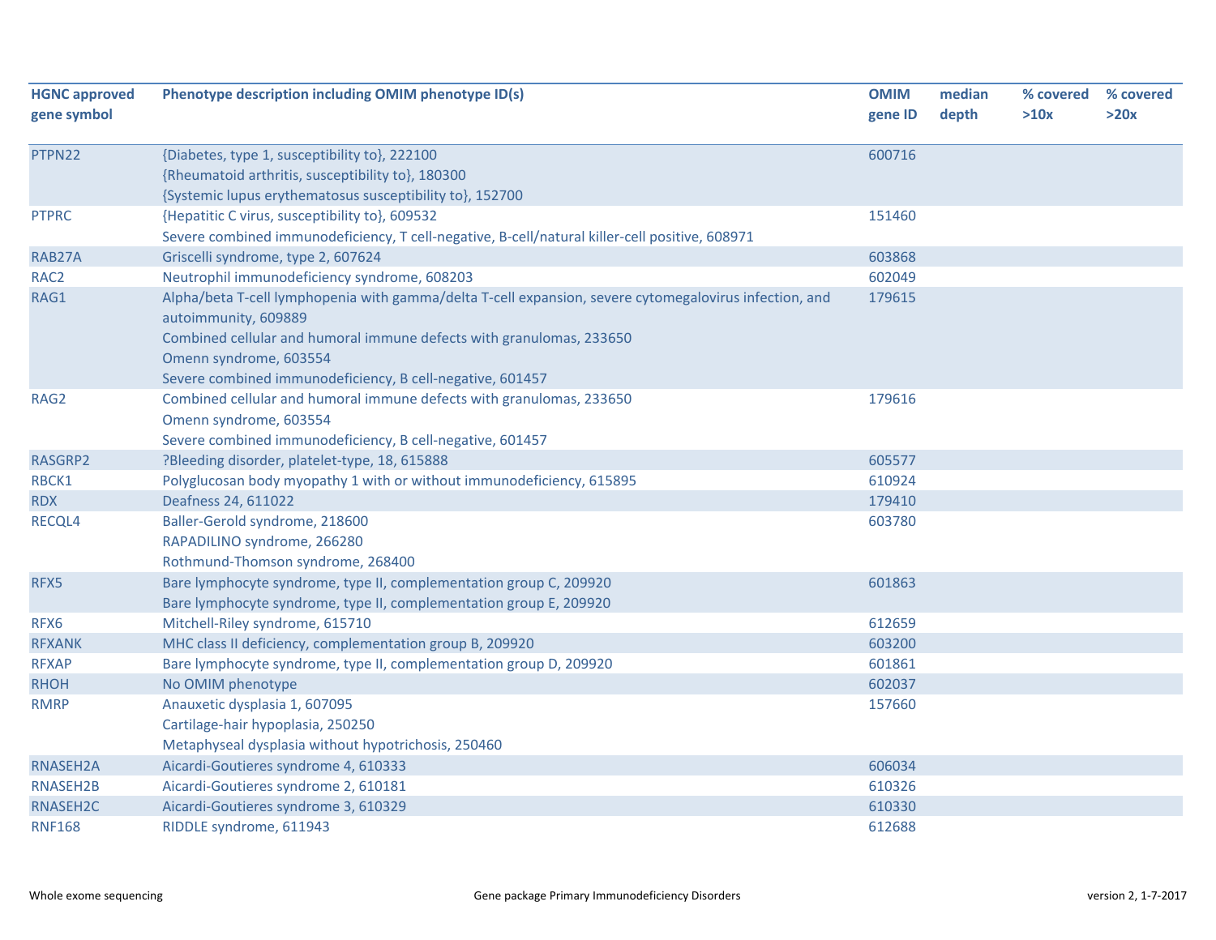| HGNC approved gene symbol | Phenotype description including OMIM phenotype ID(s) | OMIM gene ID | median depth | % covered >10x | % covered >20x |
|---|---|---|---|---|---|
| PTPN22 | {Diabetes, type 1, susceptibility to}, 222100<br>{Rheumatoid arthritis, susceptibility to}, 180300<br>{Systemic lupus erythematosus susceptibility to}, 152700 | 600716 | | | |
| PTPRC | {Hepatitic C virus, susceptibility to}, 609532<br>Severe combined immunodeficiency, T cell-negative, B-cell/natural killer-cell positive, 608971 | 151460 | | | |
| RAB27A | Griscelli syndrome, type 2, 607624 | 603868 | | | |
| RAC2 | Neutrophil immunodeficiency syndrome, 608203 | 602049 | | | |
| RAG1 | Alpha/beta T-cell lymphopenia with gamma/delta T-cell expansion, severe cytomegalovirus infection, and autoimmunity, 609889<br>Combined cellular and humoral immune defects with granulomas, 233650<br>Omenn syndrome, 603554<br>Severe combined immunodeficiency, B cell-negative, 601457 | 179615 | | | |
| RAG2 | Combined cellular and humoral immune defects with granulomas, 233650<br>Omenn syndrome, 603554<br>Severe combined immunodeficiency, B cell-negative, 601457 | 179616 | | | |
| RASGRP2 | ?Bleeding disorder, platelet-type, 18, 615888 | 605577 | | | |
| RBCK1 | Polyglucosan body myopathy 1 with or without immunodeficiency, 615895 | 610924 | | | |
| RDX | Deafness 24, 611022 | 179410 | | | |
| RECQL4 | Baller-Gerold syndrome, 218600<br>RAPADILINO syndrome, 266280<br>Rothmund-Thomson syndrome, 268400 | 603780 | | | |
| RFX5 | Bare lymphocyte syndrome, type II, complementation group C, 209920<br>Bare lymphocyte syndrome, type II, complementation group E, 209920 | 601863 | | | |
| RFX6 | Mitchell-Riley syndrome, 615710 | 612659 | | | |
| RFXANK | MHC class II deficiency, complementation group B, 209920 | 603200 | | | |
| RFXAP | Bare lymphocyte syndrome, type II, complementation group D, 209920 | 601861 | | | |
| RHOH | No OMIM phenotype | 602037 | | | |
| RMRP | Anauxetic dysplasia 1, 607095<br>Cartilage-hair hypoplasia, 250250<br>Metaphyseal dysplasia without hypotrichosis, 250460 | 157660 | | | |
| RNASEH2A | Aicardi-Goutieres syndrome 4, 610333 | 606034 | | | |
| RNASEH2B | Aicardi-Goutieres syndrome 2, 610181 | 610326 | | | |
| RNASEH2C | Aicardi-Goutieres syndrome 3, 610329 | 610330 | | | |
| RNF168 | RIDDLE syndrome, 611943 | 612688 | | | |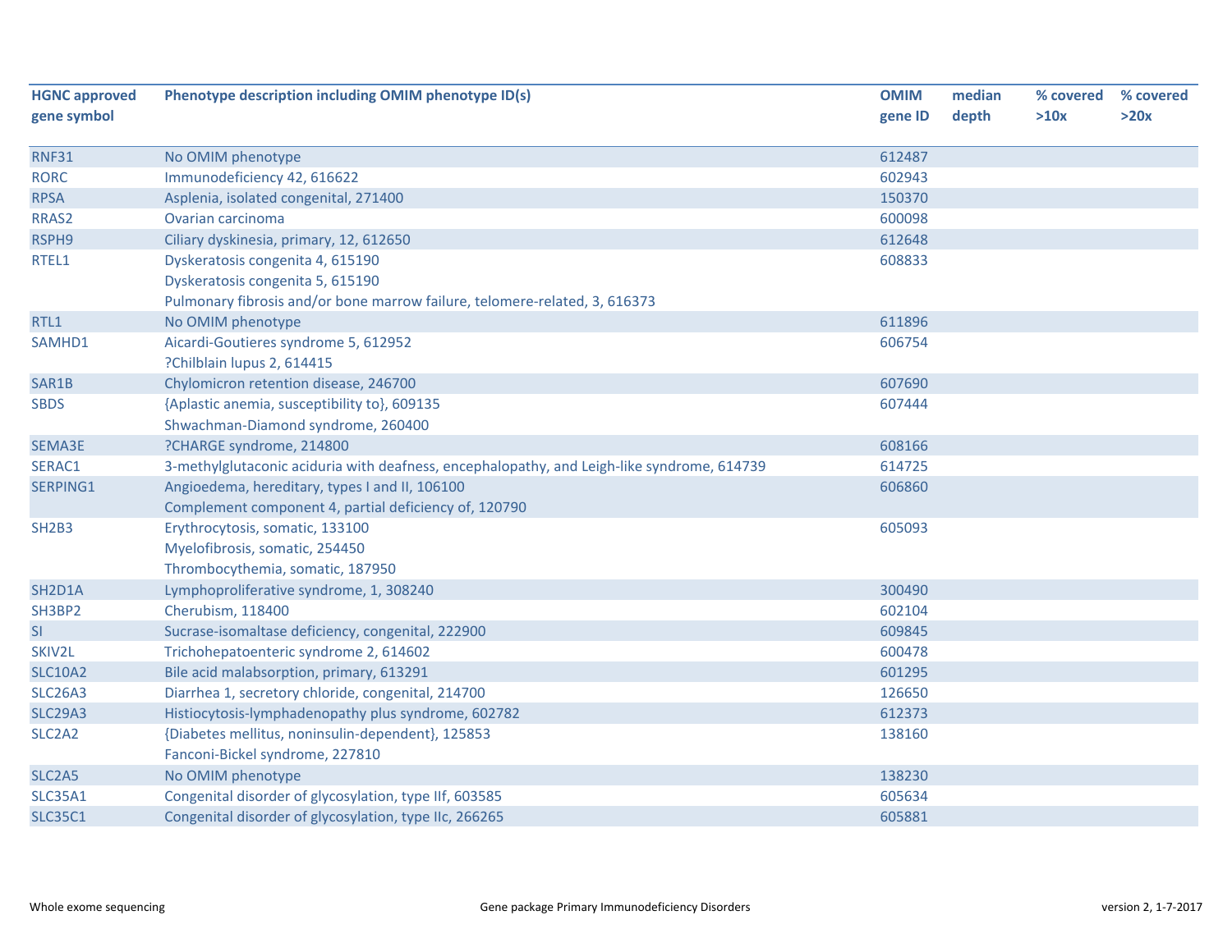| HGNC approved gene symbol | Phenotype description including OMIM phenotype ID(s) | OMIM gene ID | median depth | % covered >10x | % covered >20x |
|---|---|---|---|---|---|
| RNF31 | No OMIM phenotype | 612487 | | | |
| RORC | Immunodeficiency 42, 616622 | 602943 | | | |
| RPSA | Asplenia, isolated congenital, 271400 | 150370 | | | |
| RRAS2 | Ovarian carcinoma | 600098 | | | |
| RSPH9 | Ciliary dyskinesia, primary, 12, 612650 | 612648 | | | |
| RTEL1 | Dyskeratosis congenita 4, 615190<br>Dyskeratosis congenita 5, 615190<br>Pulmonary fibrosis and/or bone marrow failure, telomere-related, 3, 616373 | 608833 | | | |
| RTL1 | No OMIM phenotype | 611896 | | | |
| SAMHD1 | Aicardi-Goutieres syndrome 5, 612952<br>?Chilblain lupus 2, 614415 | 606754 | | | |
| SAR1B | Chylomicron retention disease, 246700 | 607690 | | | |
| SBDS | {Aplastic anemia, susceptibility to}, 609135<br>Shwachman-Diamond syndrome, 260400 | 607444 | | | |
| SEMA3E | ?CHARGE syndrome, 214800 | 608166 | | | |
| SERAC1 | 3-methylglutaconic aciduria with deafness, encephalopathy, and Leigh-like syndrome, 614739 | 614725 | | | |
| SERPING1 | Angioedema, hereditary, types I and II, 106100<br>Complement component 4, partial deficiency of, 120790 | 606860 | | | |
| SH2B3 | Erythrocytosis, somatic, 133100<br>Myelofibrosis, somatic, 254450<br>Thrombocythemia, somatic, 187950 | 605093 | | | |
| SH2D1A | Lymphoproliferative syndrome, 1, 308240 | 300490 | | | |
| SH3BP2 | Cherubism, 118400 | 602104 | | | |
| SI | Sucrase-isomaltase deficiency, congenital, 222900 | 609845 | | | |
| SKIV2L | Trichohepatoenteric syndrome 2, 614602 | 600478 | | | |
| SLC10A2 | Bile acid malabsorption, primary, 613291 | 601295 | | | |
| SLC26A3 | Diarrhea 1, secretory chloride, congenital, 214700 | 126650 | | | |
| SLC29A3 | Histiocytosis-lymphadenopathy plus syndrome, 602782 | 612373 | | | |
| SLC2A2 | {Diabetes mellitus, noninsulin-dependent}, 125853<br>Fanconi-Bickel syndrome, 227810 | 138160 | | | |
| SLC2A5 | No OMIM phenotype | 138230 | | | |
| SLC35A1 | Congenital disorder of glycosylation, type IIf, 603585 | 605634 | | | |
| SLC35C1 | Congenital disorder of glycosylation, type IIc, 266265 | 605881 | | | |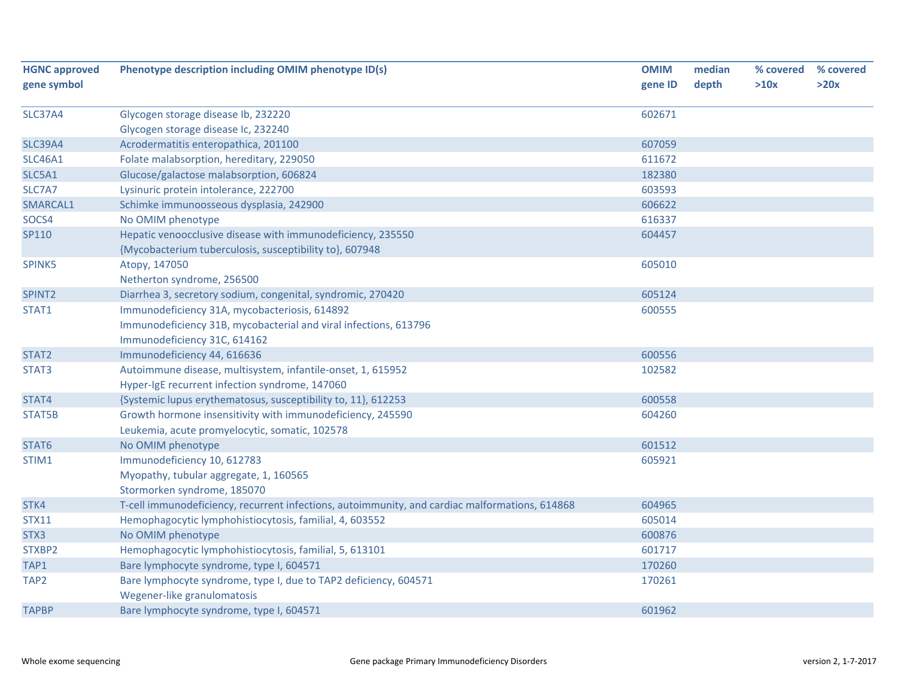| HGNC approved gene symbol | Phenotype description including OMIM phenotype ID(s) | OMIM gene ID | median depth | % covered >10x | % covered >20x |
|---|---|---|---|---|---|
| SLC37A4 | Glycogen storage disease Ib, 232220<br>Glycogen storage disease Ic, 232240 | 602671 | | | |
| SLC39A4 | Acrodermatitis enteropathica, 201100 | 607059 | | | |
| SLC46A1 | Folate malabsorption, hereditary, 229050 | 611672 | | | |
| SLC5A1 | Glucose/galactose malabsorption, 606824 | 182380 | | | |
| SLC7A7 | Lysinuric protein intolerance, 222700 | 603593 | | | |
| SMARCAL1 | Schimke immunoosseous dysplasia, 242900 | 606622 | | | |
| SOCS4 | No OMIM phenotype | 616337 | | | |
| SP110 | Hepatic venoocclusive disease with immunodeficiency, 235550<br>{Mycobacterium tuberculosis, susceptibility to}, 607948 | 604457 | | | |
| SPINK5 | Atopy, 147050<br>Netherton syndrome, 256500 | 605010 | | | |
| SPINT2 | Diarrhea 3, secretory sodium, congenital, syndromic, 270420 | 605124 | | | |
| STAT1 | Immunodeficiency 31A, mycobacteriosis, 614892<br>Immunodeficiency 31B, mycobacterial and viral infections, 613796<br>Immunodeficiency 31C, 614162 | 600555 | | | |
| STAT2 | Immunodeficiency 44, 616636 | 600556 | | | |
| STAT3 | Autoimmune disease, multisystem, infantile-onset, 1, 615952<br>Hyper-IgE recurrent infection syndrome, 147060 | 102582 | | | |
| STAT4 | {Systemic lupus erythematosus, susceptibility to, 11}, 612253 | 600558 | | | |
| STAT5B | Growth hormone insensitivity with immunodeficiency, 245590<br>Leukemia, acute promyelocytic, somatic, 102578 | 604260 | | | |
| STAT6 | No OMIM phenotype | 601512 | | | |
| STIM1 | Immunodeficiency 10, 612783<br>Myopathy, tubular aggregate, 1, 160565<br>Stormorken syndrome, 185070 | 605921 | | | |
| STK4 | T-cell immunodeficiency, recurrent infections, autoimmunity, and cardiac malformations, 614868 | 604965 | | | |
| STX11 | Hemophagocytic lymphohistiocytosis, familial, 4, 603552 | 605014 | | | |
| STX3 | No OMIM phenotype | 600876 | | | |
| STXBP2 | Hemophagocytic lymphohistiocytosis, familial, 5, 613101 | 601717 | | | |
| TAP1 | Bare lymphocyte syndrome, type I, 604571 | 170260 | | | |
| TAP2 | Bare lymphocyte syndrome, type I, due to TAP2 deficiency, 604571<br>Wegener-like granulomatosis | 170261 | | | |
| TAPBP | Bare lymphocyte syndrome, type I, 604571 | 601962 | | | |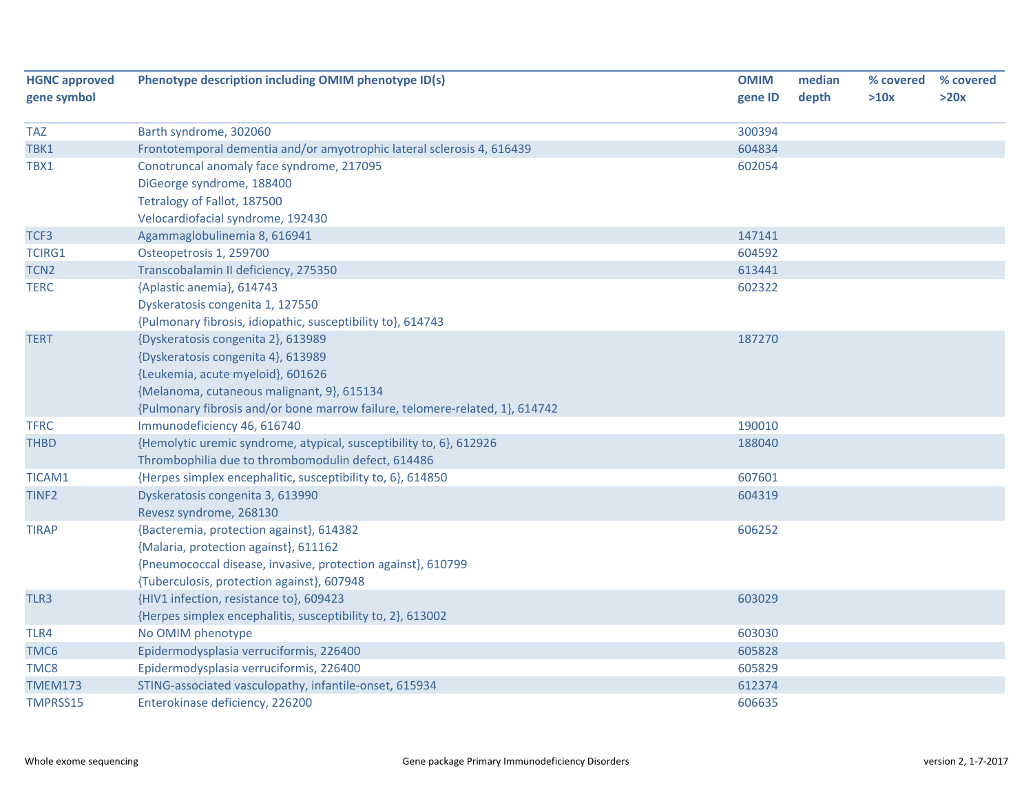| HGNC approved gene symbol | Phenotype description including OMIM phenotype ID(s) | OMIM gene ID | median depth | % covered >10x | % covered >20x |
|---|---|---|---|---|---|
| TAZ | Barth syndrome, 302060 | 300394 | | | |
| TBK1 | Frontotemporal dementia and/or amyotrophic lateral sclerosis 4, 616439 | 604834 | | | |
| TBX1 | Conotruncal anomaly face syndrome, 217095<br>DiGeorge syndrome, 188400<br>Tetralogy of Fallot, 187500<br>Velocardiofacial syndrome, 192430 | 602054 | | | |
| TCF3 | Agammaglobulinemia 8, 616941 | 147141 | | | |
| TCIRG1 | Osteopetrosis 1, 259700 | 604592 | | | |
| TCN2 | Transcobalamin II deficiency, 275350 | 613441 | | | |
| TERC | {Aplastic anemia}, 614743<br>Dyskeratosis congenita 1, 127550<br>{Pulmonary fibrosis, idiopathic, susceptibility to}, 614743 | 602322 | | | |
| TERT | {Dyskeratosis congenita 2}, 613989<br>{Dyskeratosis congenita 4}, 613989<br>{Leukemia, acute myeloid}, 601626<br>{Melanoma, cutaneous malignant, 9}, 615134<br>{Pulmonary fibrosis and/or bone marrow failure, telomere-related, 1}, 614742 | 187270 | | | |
| TFRC | Immunodeficiency 46, 616740 | 190010 | | | |
| THBD | {Hemolytic uremic syndrome, atypical, susceptibility to, 6}, 612926<br>Thrombophilia due to thrombomodulin defect, 614486 | 188040 | | | |
| TICAM1 | {Herpes simplex encephalitic, susceptibility to, 6}, 614850 | 607601 | | | |
| TINF2 | Dyskeratosis congenita 3, 613990<br>Revesz syndrome, 268130 | 604319 | | | |
| TIRAP | {Bacteremia, protection against}, 614382<br>{Malaria, protection against}, 611162<br>{Pneumococcal disease, invasive, protection against}, 610799<br>{Tuberculosis, protection against}, 607948 | 606252 | | | |
| TLR3 | {HIV1 infection, resistance to}, 609423<br>{Herpes simplex encephalitis, susceptibility to, 2}, 613002 | 603029 | | | |
| TLR4 | No OMIM phenotype | 603030 | | | |
| TMC6 | Epidermodysplasia verruciformis, 226400 | 605828 | | | |
| TMC8 | Epidermodysplasia verruciformis, 226400 | 605829 | | | |
| TMEM173 | STING-associated vasculopathy, infantile-onset, 615934 | 612374 | | | |
| TMPRSS15 | Enterokinase deficiency, 226200 | 606635 | | | |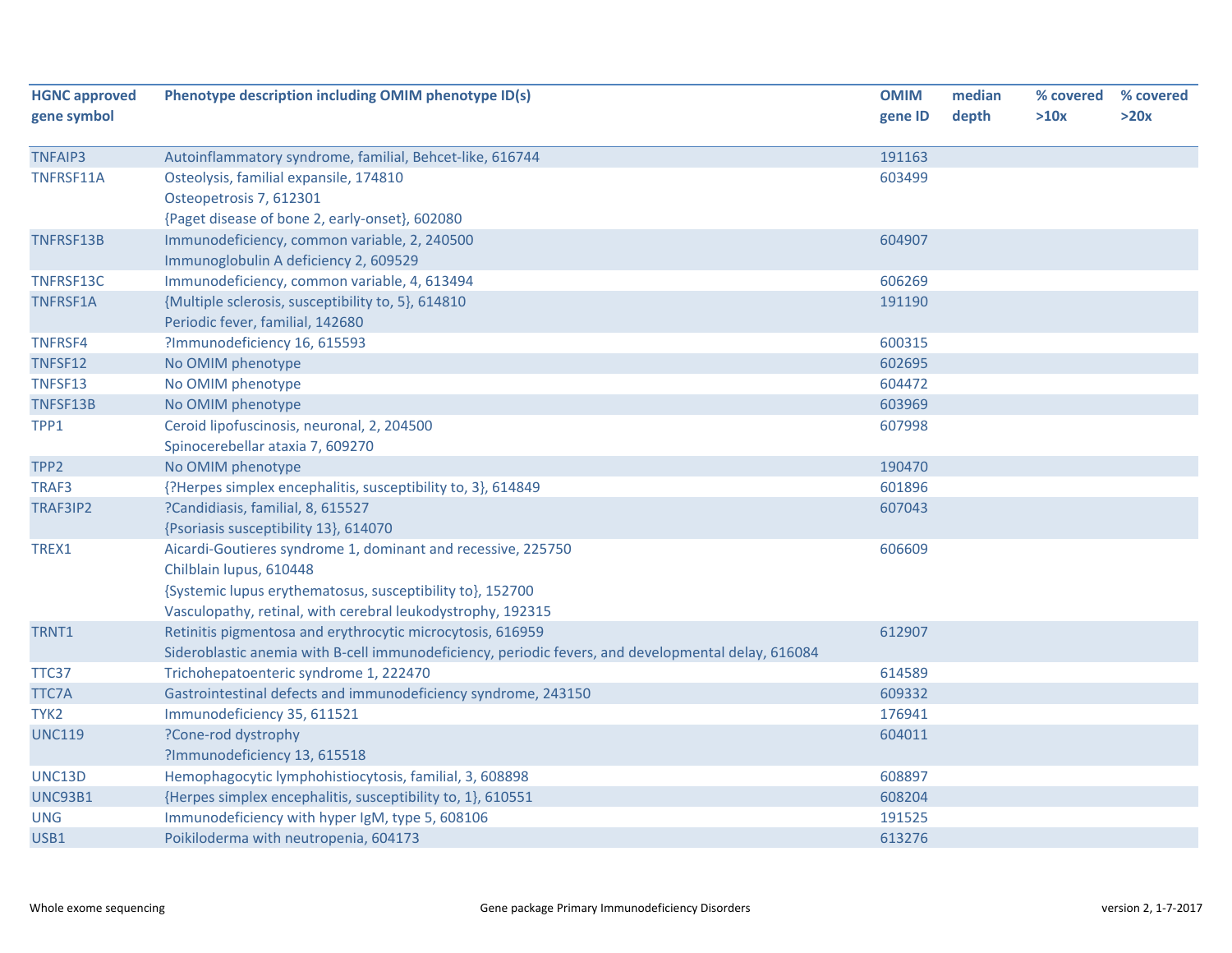| HGNC approved gene symbol | Phenotype description including OMIM phenotype ID(s) | OMIM gene ID | median depth | % covered >10x | % covered >20x |
|---|---|---|---|---|---|
| TNFAIP3 | Autoinflammatory syndrome, familial, Behcet-like, 616744 | 191163 | | | |
| TNFRSF11A | Osteolysis, familial expansile, 174810<br>Osteopetrosis 7, 612301<br>{Paget disease of bone 2, early-onset}, 602080 | 603499 | | | |
| TNFRSF13B | Immunodeficiency, common variable, 2, 240500<br>Immunoglobulin A deficiency 2, 609529 | 604907 | | | |
| TNFRSF13C | Immunodeficiency, common variable, 4, 613494 | 606269 | | | |
| TNFRSF1A | {Multiple sclerosis, susceptibility to, 5}, 614810<br>Periodic fever, familial, 142680 | 191190 | | | |
| TNFRSF4 | ?Immunodeficiency 16, 615593 | 600315 | | | |
| TNFSF12 | No OMIM phenotype | 602695 | | | |
| TNFSF13 | No OMIM phenotype | 604472 | | | |
| TNFSF13B | No OMIM phenotype | 603969 | | | |
| TPP1 | Ceroid lipofuscinosis, neuronal, 2, 204500<br>Spinocerebellar ataxia 7, 609270 | 607998 | | | |
| TPP2 | No OMIM phenotype | 190470 | | | |
| TRAF3 | {?Herpes simplex encephalitis, susceptibility to, 3}, 614849 | 601896 | | | |
| TRAF3IP2 | ?Candidiasis, familial, 8, 615527<br>{Psoriasis susceptibility 13}, 614070 | 607043 | | | |
| TREX1 | Aicardi-Goutieres syndrome 1, dominant and recessive, 225750<br>Chilblain lupus, 610448<br>{Systemic lupus erythematosus, susceptibility to}, 152700<br>Vasculopathy, retinal, with cerebral leukodystrophy, 192315 | 606609 | | | |
| TRNT1 | Retinitis pigmentosa and erythrocytic microcytosis, 616959<br>Sideroblastic anemia with B-cell immunodeficiency, periodic fevers, and developmental delay, 616084 | 612907 | | | |
| TTC37 | Trichohepatoenteric syndrome 1, 222470 | 614589 | | | |
| TTC7A | Gastrointestinal defects and immunodeficiency syndrome, 243150 | 609332 | | | |
| TYK2 | Immunodeficiency 35, 611521 | 176941 | | | |
| UNC119 | ?Cone-rod dystrophy<br>?Immunodeficiency 13, 615518 | 604011 | | | |
| UNC13D | Hemophagocytic lymphohistiocytosis, familial, 3, 608898 | 608897 | | | |
| UNC93B1 | {Herpes simplex encephalitis, susceptibility to, 1}, 610551 | 608204 | | | |
| UNG | Immunodeficiency with hyper IgM, type 5, 608106 | 191525 | | | |
| USB1 | Poikiloderma with neutropenia, 604173 | 613276 | | | |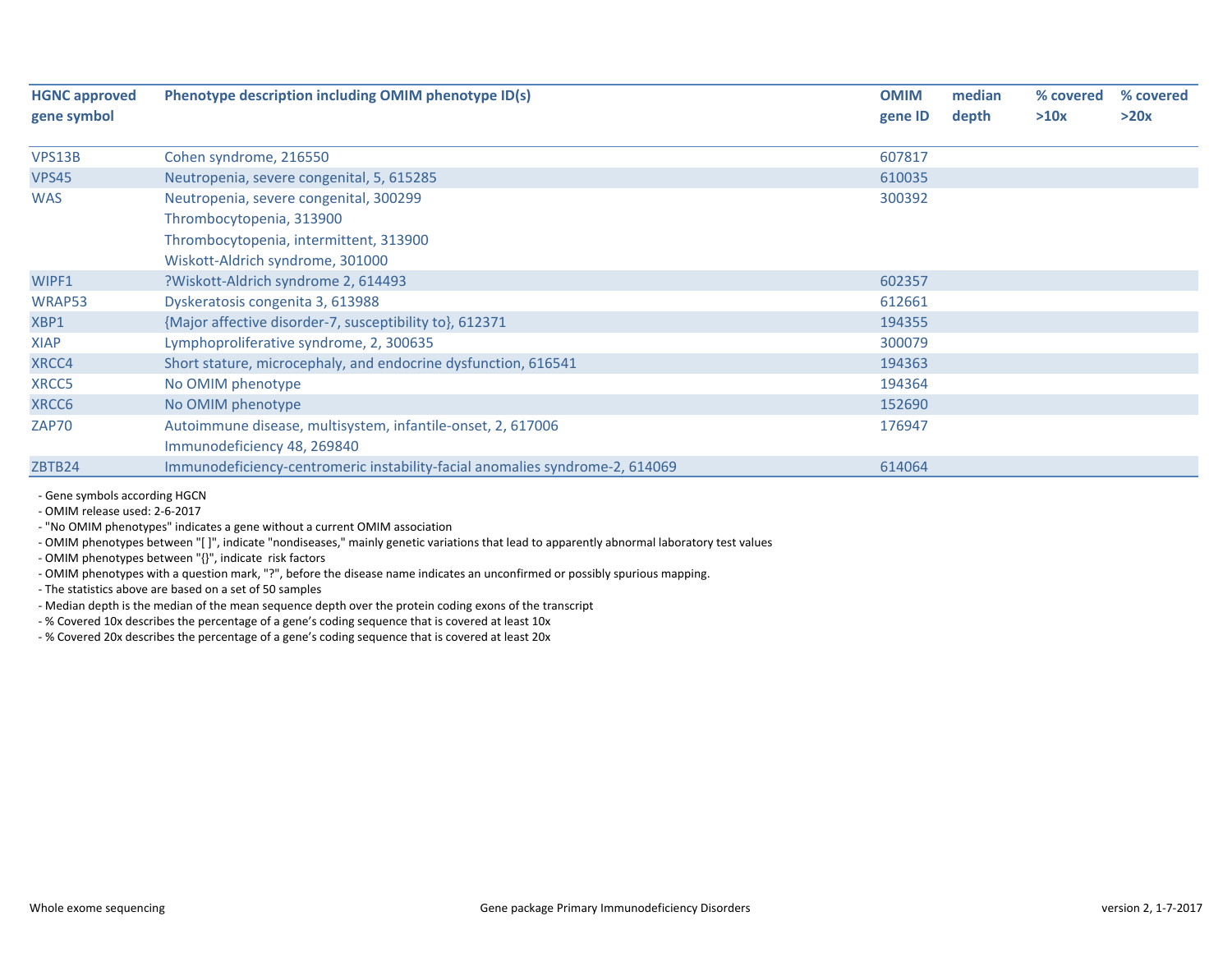| HGNC approved gene symbol | Phenotype description including OMIM phenotype ID(s) | OMIM gene ID | median depth | % covered >10x | % covered >20x |
|---|---|---|---|---|---|
| VPS13B | Cohen syndrome, 216550 | 607817 | | | |
| VPS45 | Neutropenia, severe congenital, 5, 615285 | 610035 | | | |
| WAS | Neutropenia, severe congenital, 300299<br>Thrombocytopenia, 313900<br>Thrombocytopenia, intermittent, 313900<br>Wiskott-Aldrich syndrome, 301000 | 300392 | | | |
| WIPF1 | ?Wiskott-Aldrich syndrome 2, 614493 | 602357 | | | |
| WRAP53 | Dyskeratosis congenita 3, 613988 | 612661 | | | |
| XBP1 | {Major affective disorder-7, susceptibility to}, 612371 | 194355 | | | |
| XIAP | Lymphoproliferative syndrome, 2, 300635 | 300079 | | | |
| XRCC4 | Short stature, microcephaly, and endocrine dysfunction, 616541 | 194363 | | | |
| XRCC5 | No OMIM phenotype | 194364 | | | |
| XRCC6 | No OMIM phenotype | 152690 | | | |
| ZAP70 | Autoimmune disease, multisystem, infantile-onset, 2, 617006<br>Immunodeficiency 48, 269840 | 176947 | | | |
| ZBTB24 | Immunodeficiency-centromeric instability-facial anomalies syndrome-2, 614069 | 614064 | | | |

- Gene symbols according HGCN
- OMIM release used: 2-6-2017
- "No OMIM phenotypes" indicates a gene without a current OMIM association
- OMIM phenotypes between "[ ]", indicate "nondiseases," mainly genetic variations that lead to apparently abnormal laboratory test values
- OMIM phenotypes between "{}", indicate risk factors
- OMIM phenotypes with a question mark, "?", before the disease name indicates an unconfirmed or possibly spurious mapping.
- The statistics above are based on a set of 50 samples
- Median depth is the median of the mean sequence depth over the protein coding exons of the transcript
- % Covered 10x describes the percentage of a gene's coding sequence that is covered at least 10x
- % Covered 20x describes the percentage of a gene's coding sequence that is covered at least 20x